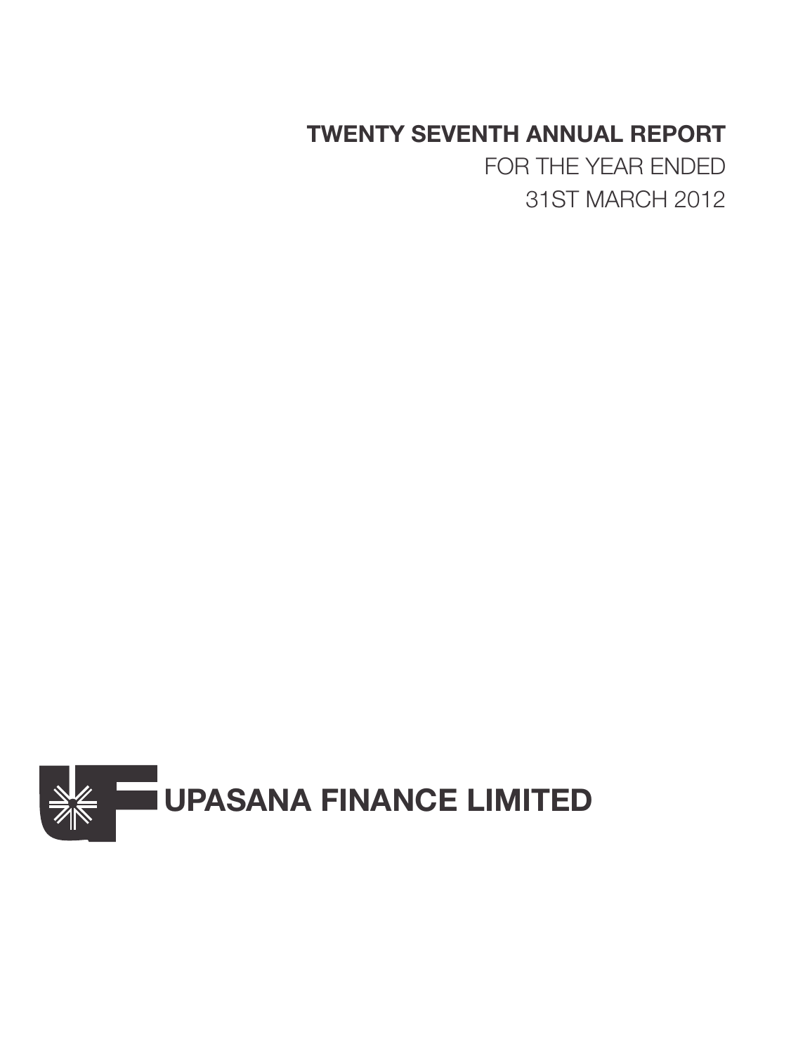# TWENTY SEVENTH ANNUAL REPORT

FOR THE YEAR ENDED

31ST MARCH 2012

**UPASANA FINANCE LIMITED**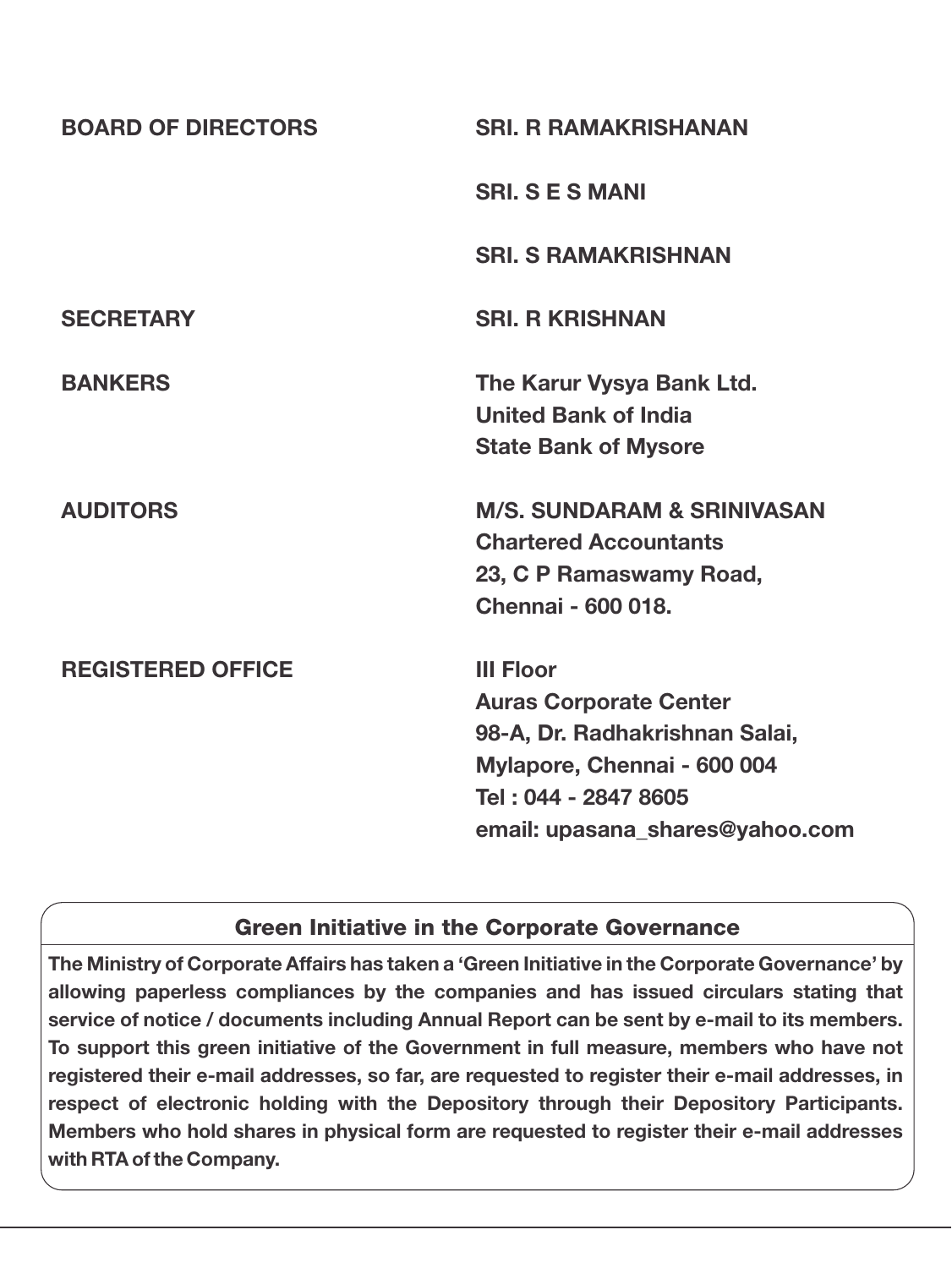| | |
|---|---|
| **BOARD OF DIRECTORS** | **SRI. R RAMAKRISHANAN** |
| | **SRI. S E S MANI** |
| | **SRI. S RAMAKRISHNAN** |
| **SECRETARY** | **SRI. R KRISHNAN** |
| **BANKERS** | **The Karur Vysya Bank Ltd.**<br>**United Bank of India**<br>**State Bank of Mysore** |
| **AUDITORS** | **M/S. SUNDARAM & SRINIVASAN**<br>**Chartered Accountants**<br>**23, C P Ramaswamy Road,**<br>**Chennai - 600 018.** |
| **REGISTERED OFFICE** | **III Floor**<br>**Auras Corporate Center**<br>**98-A, Dr. Radhakrishnan Salai,**<br>**Mylapore, Chennai - 600 004**<br>**Tel : 044 - 2847 8605**<br>**email: upasana_shares@yahoo.com** |

## Green Initiative in the Corporate Governance

**The Ministry of Corporate Affairs has taken a 'Green Initiative in the Corporate Governance' by allowing paperless compliances by the companies and has issued circulars stating that service of notice / documents including Annual Report can be sent by e-mail to its members. To support this green initiative of the Government in full measure, members who have not registered their e-mail addresses, so far, are requested to register their e-mail addresses, in respect of electronic holding with the Depository through their Depository Participants. Members who hold shares in physical form are requested to register their e-mail addresses with RTA of the Company.**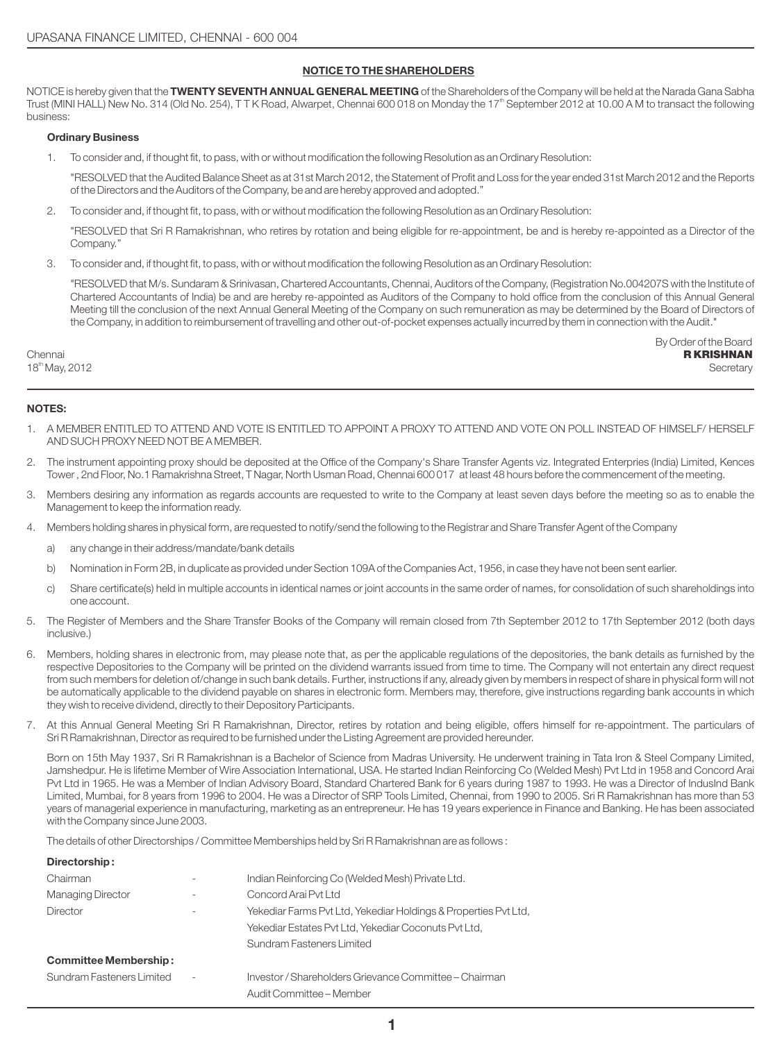## NOTICE TO THE SHAREHOLDERS

NOTICE is hereby given that the **TWENTY SEVENTH ANNUAL GENERAL MEETING** of the Shareholders of the Company will be held at the Narada Gana Sabha Trust (MINI HALL) New No. 314 (Old No. 254), T T K Road, Alwarpet, Chennai 600 018 on Monday the 17th September 2012 at 10.00 A M to transact the following business:

**Ordinary Business**

1. To consider and, if thought fit, to pass, with or without modification the following Resolution as an Ordinary Resolution:

   "RESOLVED that the Audited Balance Sheet as at 31st March 2012, the Statement of Profit and Loss for the year ended 31st March 2012 and the Reports of the Directors and the Auditors of the Company, be and are hereby approved and adopted."

2. To consider and, if thought fit, to pass, with or without modification the following Resolution as an Ordinary Resolution:

   "RESOLVED that Sri R Ramakrishnan, who retires by rotation and being eligible for re-appointment, be and is hereby re-appointed as a Director of the Company."

3. To consider and, if thought fit, to pass, with or without modification the following Resolution as an Ordinary Resolution:

   "RESOLVED that M/s. Sundaram & Srinivasan, Chartered Accountants, Chennai, Auditors of the Company, (Registration No.004207S with the Institute of Chartered Accountants of India) be and are hereby re-appointed as Auditors of the Company to hold office from the conclusion of this Annual General Meeting till the conclusion of the next Annual General Meeting of the Company on such remuneration as may be determined by the Board of Directors of the Company, in addition to reimbursement of travelling and other out-of-pocket expenses actually incurred by them in connection with the Audit."

By Order of the Board
**R KRISHNAN**
Secretary

Chennai
18th May, 2012

**NOTES:**

1. A MEMBER ENTITLED TO ATTEND AND VOTE IS ENTITLED TO APPOINT A PROXY TO ATTEND AND VOTE ON POLL INSTEAD OF HIMSELF/ HERSELF AND SUCH PROXY NEED NOT BE A MEMBER.

2. The instrument appointing proxy should be deposited at the Office of the Company's Share Transfer Agents viz. Integrated Enterprises (India) Limited, Kences Tower , 2nd Floor, No.1 Ramakrishna Street, T Nagar, North Usman Road, Chennai 600 017 at least 48 hours before the commencement of the meeting.

3. Members desiring any information as regards accounts are requested to write to the Company at least seven days before the meeting so as to enable the Management to keep the information ready.

4. Members holding shares in physical form, are requested to notify/send the following to the Registrar and Share Transfer Agent of the Company

   a) any change in their address/mandate/bank details

   b) Nomination in Form 2B, in duplicate as provided under Section 109A of the Companies Act, 1956, in case they have not been sent earlier.

   c) Share certificate(s) held in multiple accounts in identical names or joint accounts in the same order of names, for consolidation of such shareholdings into one account.

5. The Register of Members and the Share Transfer Books of the Company will remain closed from 7th September 2012 to 17th September 2012 (both days inclusive.)

6. Members, holding shares in electronic from, may please note that, as per the applicable regulations of the depositories, the bank details as furnished by the respective Depositories to the Company will be printed on the dividend warrants issued from time to time. The Company will not entertain any direct request from such members for deletion of/change in such bank details. Further, instructions if any, already given by members in respect of share in physical form will not be automatically applicable to the dividend payable on shares in electronic form. Members may, therefore, give instructions regarding bank accounts in which they wish to receive dividend, directly to their Depository Participants.

7. At this Annual General Meeting Sri R Ramakrishnan, Director, retires by rotation and being eligible, offers himself for re-appointment. The particulars of Sri R Ramakrishnan, Director as required to be furnished under the Listing Agreement are provided hereunder.

   Born on 15th May 1937, Sri R Ramakrishnan is a Bachelor of Science from Madras University. He underwent training in Tata Iron & Steel Company Limited, Jamshedpur. He is lifetime Member of Wire Association International, USA. He started Indian Reinforcing Co (Welded Mesh) Pvt Ltd in 1958 and Concord Arai Pvt Ltd in 1965. He was a Member of Indian Advisory Board, Standard Chartered Bank for 6 years during 1987 to 1993. He was a Director of IndusInd Bank Limited, Mumbai, for 8 years from 1996 to 2004. He was a Director of SRP Tools Limited, Chennai, from 1990 to 2005. Sri R Ramakrishnan has more than 53 years of managerial experience in manufacturing, marketing as an entrepreneur. He has 19 years experience in Finance and Banking. He has been associated with the Company since June 2003.

   The details of other Directorships / Committee Memberships held by Sri R Ramakrishnan are as follows :

| | | |
|---|---|---|
| **Directorship :** | | |
| Chairman | - | Indian Reinforcing Co (Welded Mesh) Private Ltd. |
| Managing Director | - | Concord Arai Pvt Ltd |
| Director | - | Yekediar Farms Pvt Ltd, Yekediar Holdings & Properties Pvt Ltd, |
| | | Yekediar Estates Pvt Ltd, Yekediar Coconuts Pvt Ltd, |
| | | Sundram Fasteners Limited |
| **Committee Membership :** | | |
| Sundram Fasteners Limited | - | Investor / Shareholders Grievance Committee – Chairman |
| | | Audit Committee – Member |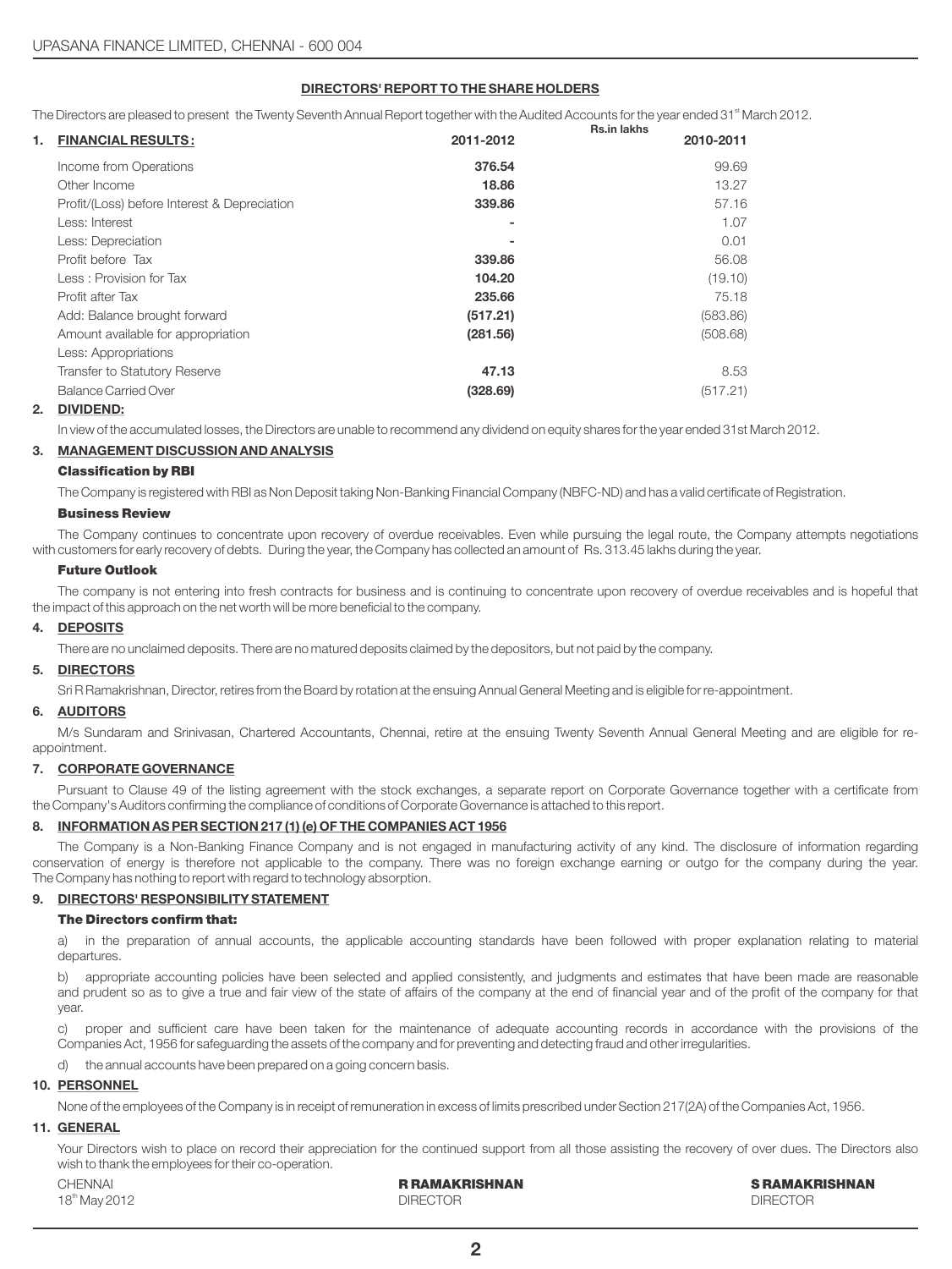## DIRECTORS' REPORT TO THE SHARE HOLDERS

The Directors are pleased to present the Twenty Seventh Annual Report together with the Audited Accounts for the year ended 31st March 2012.

**1. FINANCIAL RESULTS :**

Rs.in lakhs

| | 2011-2012 | 2010-2011 |
|---|---|---|
| Income from Operations | **376.54** | 99.69 |
| Other Income | **18.86** | 13.27 |
| Profit/(Loss) before Interest & Depreciation | **339.86** | 57.16 |
| Less: Interest | - | 1.07 |
| Less: Depreciation | - | 0.01 |
| Profit before Tax | **339.86** | 56.08 |
| Less : Provision for Tax | **104.20** | (19.10) |
| Profit after Tax | **235.66** | 75.18 |
| Add: Balance brought forward | **(517.21)** | (583.86) |
| Amount available for appropriation | **(281.56)** | (508.68) |
| Less: Appropriations | | |
| Transfer to Statutory Reserve | **47.13** | 8.53 |
| Balance Carried Over | **(328.69)** | (517.21) |

**2. DIVIDEND:**

In view of the accumulated losses, the Directors are unable to recommend any dividend on equity shares for the year ended 31st March 2012.

**3. MANAGEMENT DISCUSSION AND ANALYSIS**

**Classification by RBI**

The Company is registered with RBI as Non Deposit taking Non-Banking Financial Company (NBFC-ND) and has a valid certificate of Registration.

**Business Review**

The Company continues to concentrate upon recovery of overdue receivables. Even while pursuing the legal route, the Company attempts negotiations with customers for early recovery of debts. During the year, the Company has collected an amount of Rs. 313.45 lakhs during the year.

**Future Outlook**

The company is not entering into fresh contracts for business and is continuing to concentrate upon recovery of overdue receivables and is hopeful that the impact of this approach on the net worth will be more beneficial to the company.

**4. DEPOSITS**

There are no unclaimed deposits. There are no matured deposits claimed by the depositors, but not paid by the company.

**5. DIRECTORS**

Sri R Ramakrishnan, Director, retires from the Board by rotation at the ensuing Annual General Meeting and is eligible for re-appointment.

**6. AUDITORS**

M/s Sundaram and Srinivasan, Chartered Accountants, Chennai, retire at the ensuing Twenty Seventh Annual General Meeting and are eligible for re-appointment.

**7. CORPORATE GOVERNANCE**

Pursuant to Clause 49 of the listing agreement with the stock exchanges, a separate report on Corporate Governance together with a certificate from the Company's Auditors confirming the compliance of conditions of Corporate Governance is attached to this report.

**8. INFORMATION AS PER SECTION 217 (1) (e) OF THE COMPANIES ACT 1956**

The Company is a Non-Banking Finance Company and is not engaged in manufacturing activity of any kind. The disclosure of information regarding conservation of energy is therefore not applicable to the company. There was no foreign exchange earning or outgo for the company during the year. The Company has nothing to report with regard to technology absorption.

**9. DIRECTORS' RESPONSIBILITY STATEMENT**

**The Directors confirm that:**

a) in the preparation of annual accounts, the applicable accounting standards have been followed with proper explanation relating to material departures.

b) appropriate accounting policies have been selected and applied consistently, and judgments and estimates that have been made are reasonable and prudent so as to give a true and fair view of the state of affairs of the company at the end of financial year and of the profit of the company for that year.

c) proper and sufficient care have been taken for the maintenance of adequate accounting records in accordance with the provisions of the Companies Act, 1956 for safeguarding the assets of the company and for preventing and detecting fraud and other irregularities.

d) the annual accounts have been prepared on a going concern basis.

**10. PERSONNEL**

None of the employees of the Company is in receipt of remuneration in excess of limits prescribed under Section 217(2A) of the Companies Act, 1956.

**11. GENERAL**

Your Directors wish to place on record their appreciation for the continued support from all those assisting the recovery of over dues. The Directors also wish to thank the employees for their co-operation.

CHENNAI
18th May 2012

**R RAMAKRISHNAN**
DIRECTOR

**S RAMAKRISHNAN**
DIRECTOR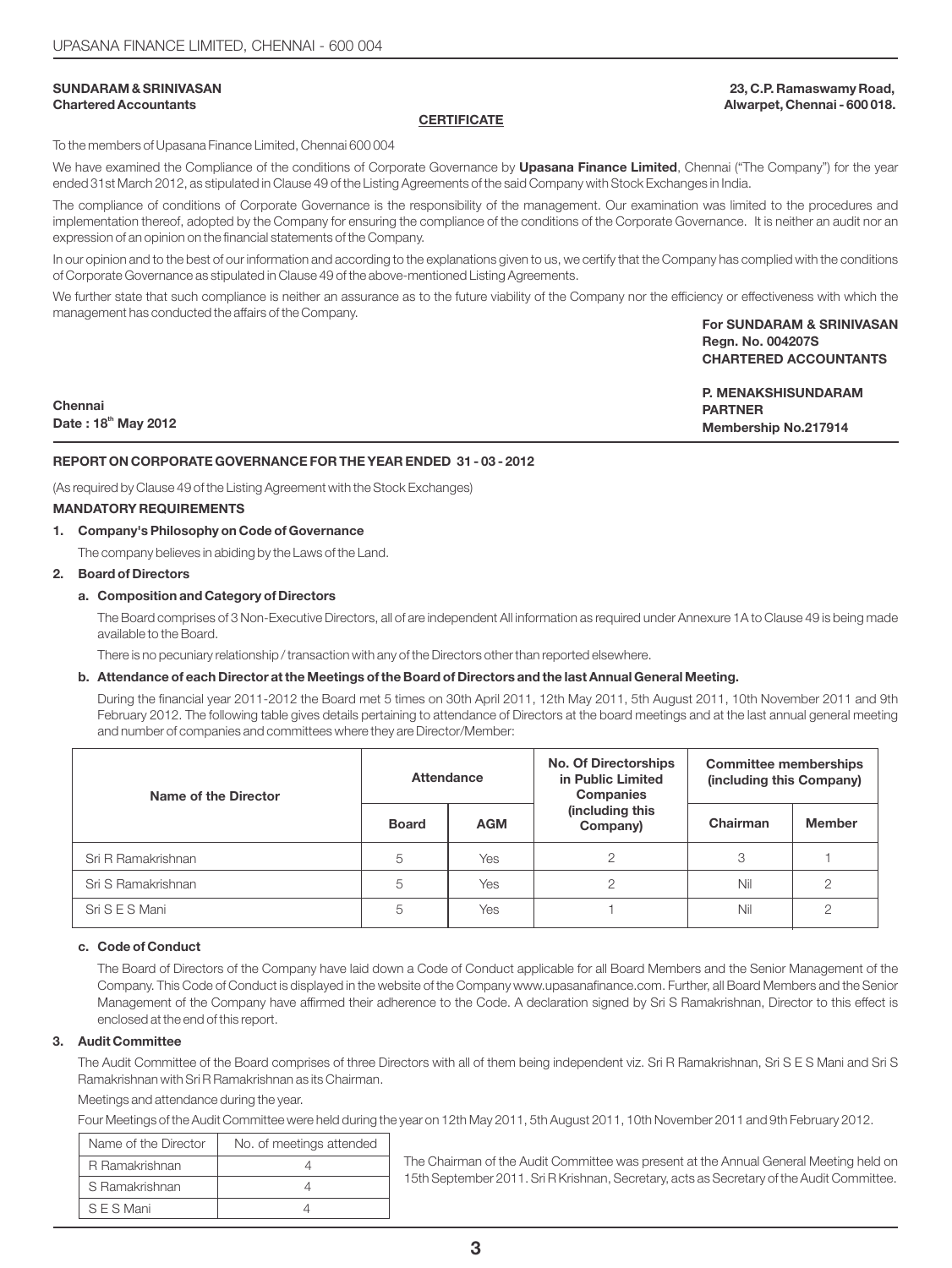**SUNDARAM & SRINIVASAN**
**Chartered Accountants**

**23, C.P. Ramaswamy Road,**
**Alwarpet, Chennai - 600 018.**

## CERTIFICATE

To the members of Upasana Finance Limited, Chennai 600 004

We have examined the Compliance of the conditions of Corporate Governance by **Upasana Finance Limited**, Chennai ("The Company") for the year ended 31st March 2012, as stipulated in Clause 49 of the Listing Agreements of the said Company with Stock Exchanges in India.

The compliance of conditions of Corporate Governance is the responsibility of the management. Our examination was limited to the procedures and implementation thereof, adopted by the Company for ensuring the compliance of the conditions of the Corporate Governance. It is neither an audit nor an expression of an opinion on the financial statements of the Company.

In our opinion and to the best of our information and according to the explanations given to us, we certify that the Company has complied with the conditions of Corporate Governance as stipulated in Clause 49 of the above-mentioned Listing Agreements.

We further state that such compliance is neither an assurance as to the future viability of the Company nor the efficiency or effectiveness with which the management has conducted the affairs of the Company.

**For SUNDARAM & SRINIVASAN**
**Regn. No. 004207S**
**CHARTERED ACCOUNTANTS**

**Chennai**
**Date : 18th May 2012**

**P. MENAKSHISUNDARAM**
**PARTNER**
**Membership No.217914**

## REPORT ON CORPORATE GOVERNANCE FOR THE YEAR ENDED 31 - 03 - 2012

(As required by Clause 49 of the Listing Agreement with the Stock Exchanges)

### MANDATORY REQUIREMENTS

**1. Company's Philosophy on Code of Governance**

The company believes in abiding by the Laws of the Land.

**2. Board of Directors**

**a. Composition and Category of Directors**

The Board comprises of 3 Non-Executive Directors, all of are independent All information as required under Annexure 1A to Clause 49 is being made available to the Board.

There is no pecuniary relationship / transaction with any of the Directors other than reported elsewhere.

**b. Attendance of each Director at the Meetings of the Board of Directors and the last Annual General Meeting.**

During the financial year 2011-2012 the Board met 5 times on 30th April 2011, 12th May 2011, 5th August 2011, 10th November 2011 and 9th February 2012. The following table gives details pertaining to attendance of Directors at the board meetings and at the last annual general meeting and number of companies and committees where they are Director/Member:

| Name of the Director | Attendance | | No. Of Directorships in Public Limited Companies (including this Company) | Committee memberships (including this Company) | |
|---|---|---|---|---|---|
| | Board | AGM | | Chairman | Member |
| Sri R Ramakrishnan | 5 | Yes | 2 | 3 | 1 |
| Sri S Ramakrishnan | 5 | Yes | 2 | Nil | 2 |
| Sri S E S Mani | 5 | Yes | 1 | Nil | 2 |

**c. Code of Conduct**

The Board of Directors of the Company have laid down a Code of Conduct applicable for all Board Members and the Senior Management of the Company. This Code of Conduct is displayed in the website of the Company www.upasanafinance.com. Further, all Board Members and the Senior Management of the Company have affirmed their adherence to the Code. A declaration signed by Sri S Ramakrishnan, Director to this effect is enclosed at the end of this report.

**3. Audit Committee**

The Audit Committee of the Board comprises of three Directors with all of them being independent viz. Sri R Ramakrishnan, Sri S E S Mani and Sri S Ramakrishnan with Sri R Ramakrishnan as its Chairman.

Meetings and attendance during the year.

Four Meetings of the Audit Committee were held during the year on 12th May 2011, 5th August 2011, 10th November 2011 and 9th February 2012.

| Name of the Director | No. of meetings attended |
|---|---|
| R Ramakrishnan | 4 |
| S Ramakrishnan | 4 |
| S E S Mani | 4 |

The Chairman of the Audit Committee was present at the Annual General Meeting held on 15th September 2011. Sri R Krishnan, Secretary, acts as Secretary of the Audit Committee.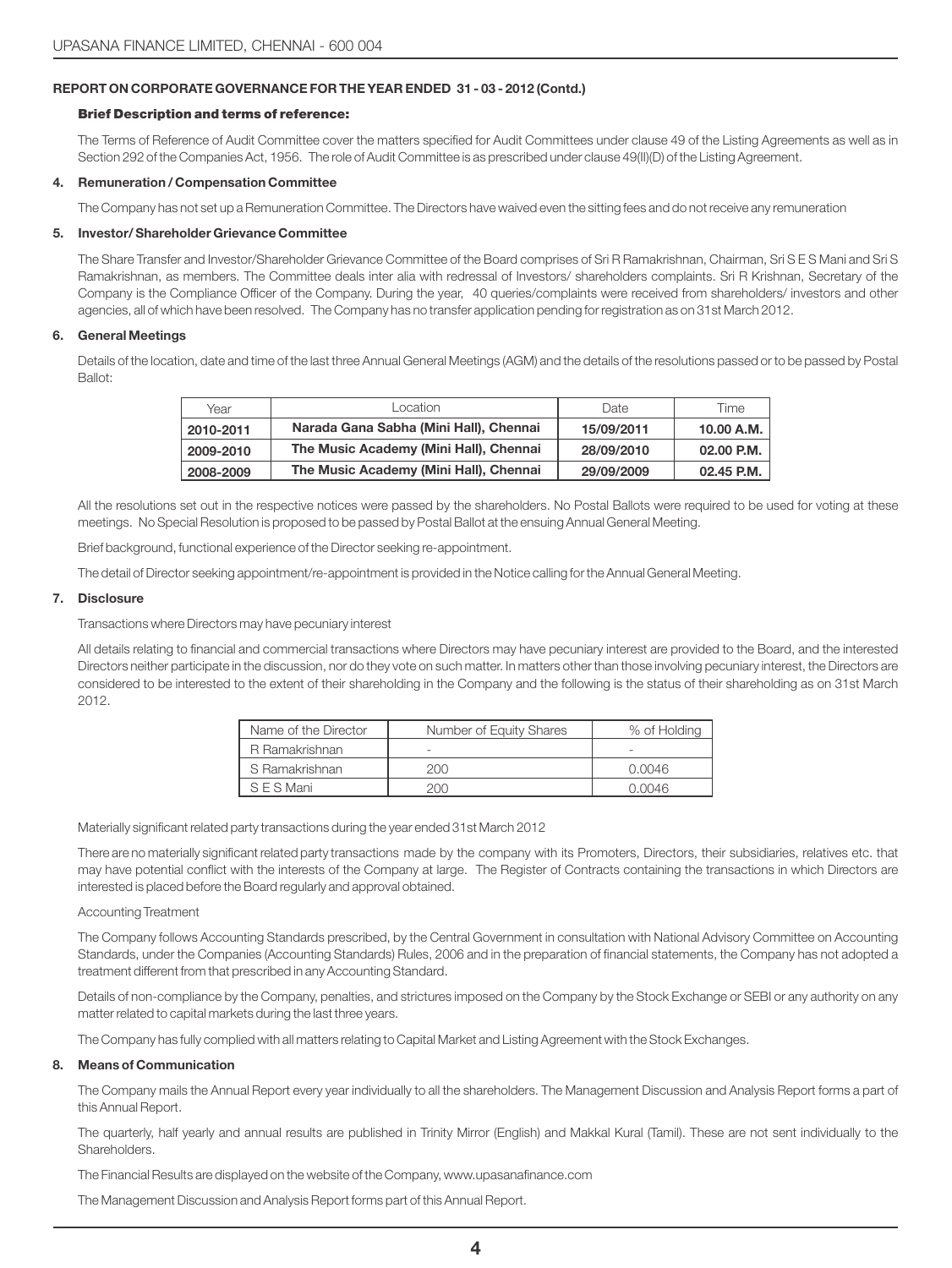## REPORT ON CORPORATE GOVERNANCE FOR THE YEAR ENDED 31 - 03 - 2012 (Contd.)

### Brief Description and terms of reference:

The Terms of Reference of Audit Committee cover the matters specified for Audit Committees under clause 49 of the Listing Agreements as well as in Section 292 of the Companies Act, 1956. The role of Audit Committee is as prescribed under clause 49(II)(D) of the Listing Agreement.

### 4. Remuneration / Compensation Committee

The Company has not set up a Remuneration Committee. The Directors have waived even the sitting fees and do not receive any remuneration

### 5. Investor/ Shareholder Grievance Committee

The Share Transfer and Investor/Shareholder Grievance Committee of the Board comprises of Sri R Ramakrishnan, Chairman, Sri S E S Mani and Sri S Ramakrishnan, as members. The Committee deals inter alia with redressal of Investors/ shareholders complaints. Sri R Krishnan, Secretary of the Company is the Compliance Officer of the Company. During the year, 40 queries/complaints were received from shareholders/ investors and other agencies, all of which have been resolved. The Company has no transfer application pending for registration as on 31st March 2012.

### 6. General Meetings

Details of the location, date and time of the last three Annual General Meetings (AGM) and the details of the resolutions passed or to be passed by Postal Ballot:

| Year | Location | Date | Time |
|---|---|---|---|
| **2010-2011** | **Narada Gana Sabha (Mini Hall), Chennai** | **15/09/2011** | **10.00 A.M.** |
| **2009-2010** | **The Music Academy (Mini Hall), Chennai** | **28/09/2010** | **02.00 P.M.** |
| **2008-2009** | **The Music Academy (Mini Hall), Chennai** | **29/09/2009** | **02.45 P.M.** |

All the resolutions set out in the respective notices were passed by the shareholders. No Postal Ballots were required to be used for voting at these meetings. No Special Resolution is proposed to be passed by Postal Ballot at the ensuing Annual General Meeting.

Brief background, functional experience of the Director seeking re-appointment.

The detail of Director seeking appointment/re-appointment is provided in the Notice calling for the Annual General Meeting.

### 7. Disclosure

Transactions where Directors may have pecuniary interest

All details relating to financial and commercial transactions where Directors may have pecuniary interest are provided to the Board, and the interested Directors neither participate in the discussion, nor do they vote on such matter. In matters other than those involving pecuniary interest, the Directors are considered to be interested to the extent of their shareholding in the Company and the following is the status of their shareholding as on 31st March 2012.

| Name of the Director | Number of Equity Shares | % of Holding |
|---|---|---|
| R Ramakrishnan | - | - |
| S Ramakrishnan | 200 | 0.0046 |
| S E S Mani | 200 | 0.0046 |

Materially significant related party transactions during the year ended 31st March 2012

There are no materially significant related party transactions made by the company with its Promoters, Directors, their subsidiaries, relatives etc. that may have potential conflict with the interests of the Company at large. The Register of Contracts containing the transactions in which Directors are interested is placed before the Board regularly and approval obtained.

Accounting Treatment

The Company follows Accounting Standards prescribed, by the Central Government in consultation with National Advisory Committee on Accounting Standards, under the Companies (Accounting Standards) Rules, 2006 and in the preparation of financial statements, the Company has not adopted a treatment different from that prescribed in any Accounting Standard.

Details of non-compliance by the Company, penalties, and strictures imposed on the Company by the Stock Exchange or SEBI or any authority on any matter related to capital markets during the last three years.

The Company has fully complied with all matters relating to Capital Market and Listing Agreement with the Stock Exchanges.

### 8. Means of Communication

The Company mails the Annual Report every year individually to all the shareholders. The Management Discussion and Analysis Report forms a part of this Annual Report.

The quarterly, half yearly and annual results are published in Trinity Mirror (English) and Makkal Kural (Tamil). These are not sent individually to the Shareholders.

The Financial Results are displayed on the website of the Company, www.upasanafinance.com

The Management Discussion and Analysis Report forms part of this Annual Report.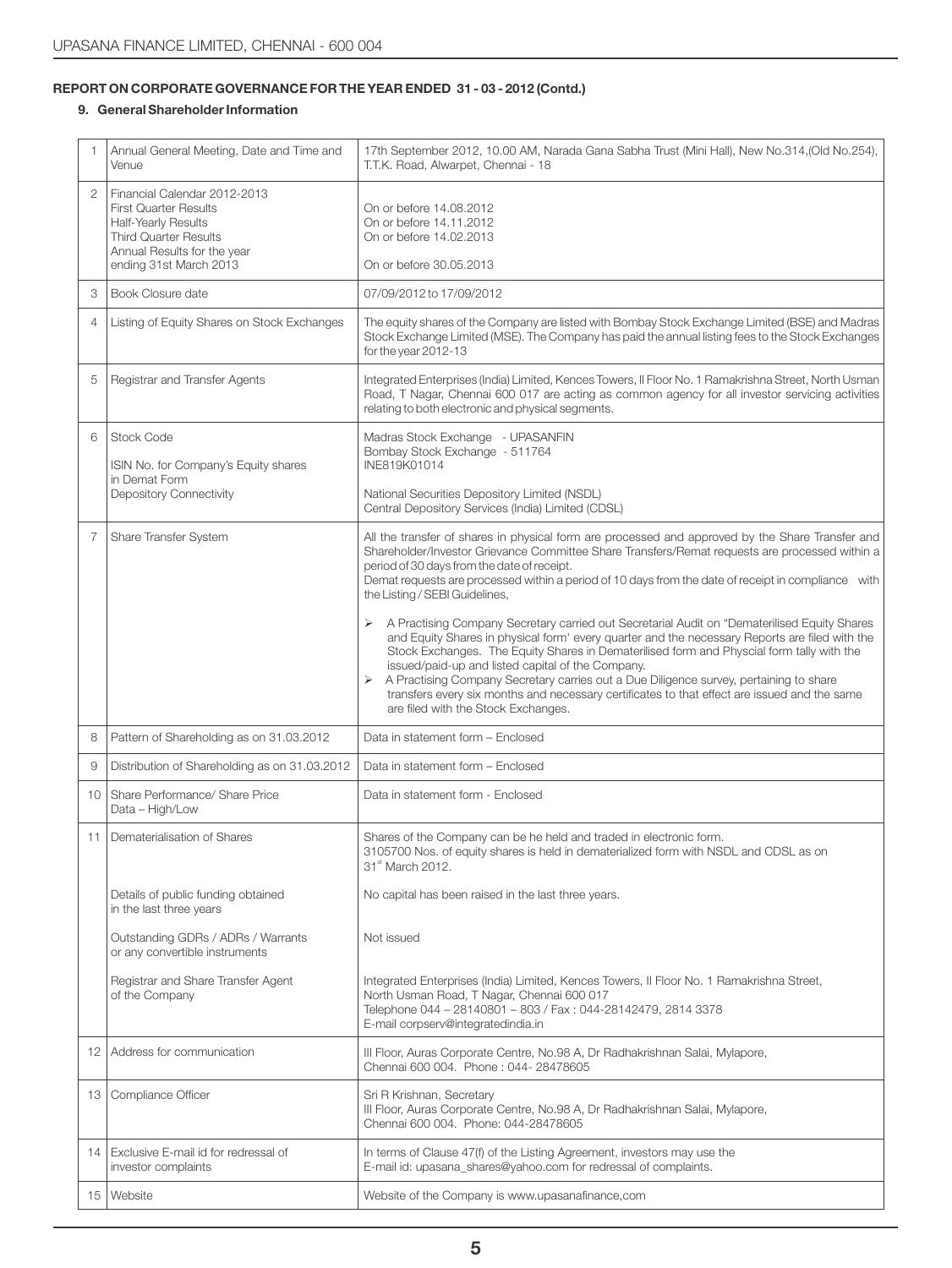## REPORT ON CORPORATE GOVERNANCE FOR THE YEAR ENDED 31 - 03 - 2012 (Contd.)

### 9. General Shareholder Information

| | | |
|---|---|---|
| 1 | Annual General Meeting, Date and Time and Venue | 17th September 2012, 10.00 AM, Narada Gana Sabha Trust (Mini Hall), New No.314,(Old No.254), T.T.K. Road, Alwarpet, Chennai - 18 |
| 2 | Financial Calendar 2012-2013<br>First Quarter Results<br>Half-Yearly Results<br>Third Quarter Results<br>Annual Results for the year ending 31st March 2013 | <br>On or before 14.08.2012<br>On or before 14.11.2012<br>On or before 14.02.2013<br>On or before 30.05.2013 |
| 3 | Book Closure date | 07/09/2012 to 17/09/2012 |
| 4 | Listing of Equity Shares on Stock Exchanges | The equity shares of the Company are listed with Bombay Stock Exchange Limited (BSE) and Madras Stock Exchange Limited (MSE). The Company has paid the annual listing fees to the Stock Exchanges for the year 2012-13 |
| 5 | Registrar and Transfer Agents | Integrated Enterprises (India) Limited, Kences Towers, II Floor No. 1 Ramakrishna Street, North Usman Road, T Nagar, Chennai 600 017 are acting as common agency for all investor servicing activities relating to both electronic and physical segments. |
| 6 | Stock Code<br>ISIN No. for Company's Equity shares in Demat Form<br>Depository Connectivity | Madras Stock Exchange - UPASANFIN<br>Bombay Stock Exchange - 511764<br>INE819K01014<br>National Securities Depository Limited (NSDL)<br>Central Depository Services (India) Limited (CDSL) |
| 7 | Share Transfer System | All the transfer of shares in physical form are processed and approved by the Share Transfer and Shareholder/Investor Grievance Committee Share Transfers/Remat requests are processed within a period of 30 days from the date of receipt.<br>Demat requests are processed within a period of 10 days from the date of receipt in compliance with the Listing / SEBI Guidelines,<br>➢ A Practising Company Secretary carried out Secretarial Audit on "Dematerilised Equity Shares and Equity Shares in physical form' every quarter and the necessary Reports are filed with the Stock Exchanges. The Equity Shares in Dematerilised form and Physcial form tally with the issued/paid-up and listed capital of the Company.<br>➢ A Practising Company Secretary carries out a Due Diligence survey, pertaining to share transfers every six months and necessary certificates to that effect are issued and the same are filed with the Stock Exchanges. |
| 8 | Pattern of Shareholding as on 31.03.2012 | Data in statement form – Enclosed |
| 9 | Distribution of Shareholding as on 31.03.2012 | Data in statement form – Enclosed |
| 10 | Share Performance/ Share Price Data – High/Low | Data in statement form - Enclosed |
| 11 | Dematerialisation of Shares | Shares of the Company can be he held and traded in electronic form.<br>3105700 Nos. of equity shares is held in dematerialized form with NSDL and CDSL as on 31st March 2012. |
| | Details of public funding obtained in the last three years | No capital has been raised in the last three years. |
| | Outstanding GDRs / ADRs / Warrants or any convertible instruments | Not issued |
| | Registrar and Share Transfer Agent of the Company | Integrated Enterprises (India) Limited, Kences Towers, II Floor No. 1 Ramakrishna Street, North Usman Road, T Nagar, Chennai 600 017<br>Telephone 044 – 28140801 – 803 / Fax : 044-28142479, 2814 3378<br>E-mail corpserv@integratedindia.in |
| 12 | Address for communication | III Floor, Auras Corporate Centre, No.98 A, Dr Radhakrishnan Salai, Mylapore, Chennai 600 004. Phone : 044- 28478605 |
| 13 | Compliance Officer | Sri R Krishnan, Secretary<br>III Floor, Auras Corporate Centre, No.98 A, Dr Radhakrishnan Salai, Mylapore, Chennai 600 004. Phone: 044-28478605 |
| 14 | Exclusive E-mail id for redressal of investor complaints | In terms of Clause 47(f) of the Listing Agreement, investors may use the E-mail id: upasana_shares@yahoo.com for redressal of complaints. |
| 15 | Website | Website of the Company is www.upasanafinance,com |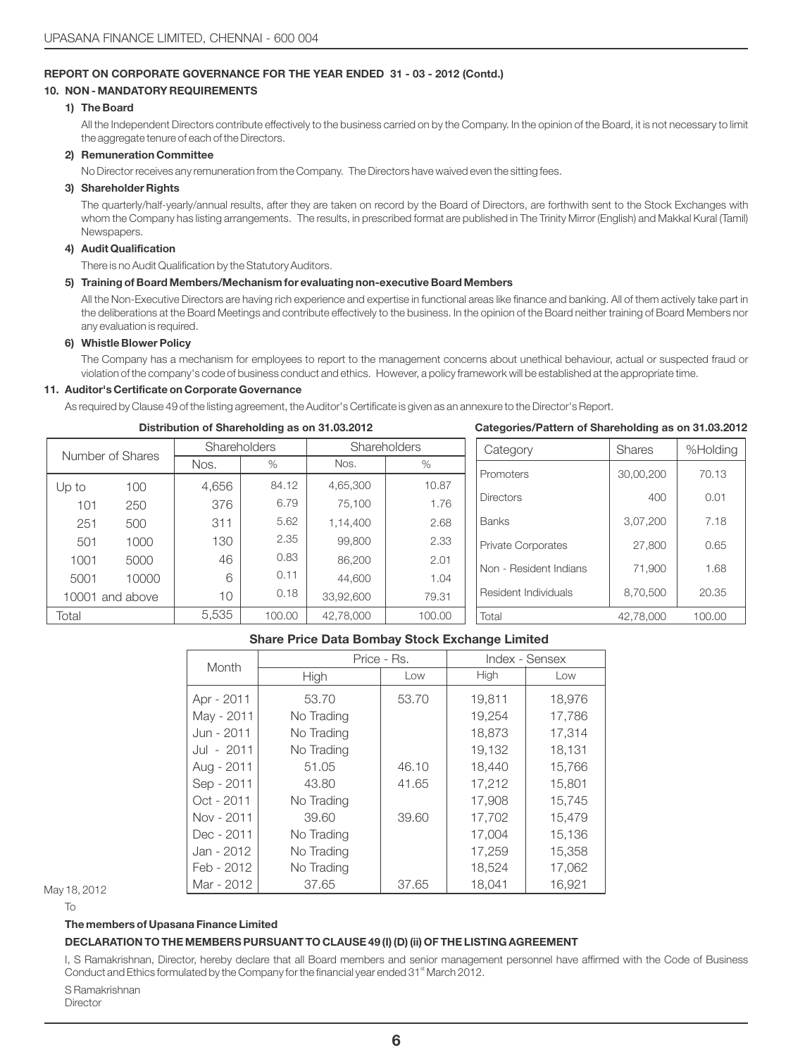### REPORT ON CORPORATE GOVERNANCE FOR THE YEAR ENDED 31 - 03 - 2012 (Contd.)

### 10. NON - MANDATORY REQUIREMENTS

**1) The Board**

All the Independent Directors contribute effectively to the business carried on by the Company. In the opinion of the Board, it is not necessary to limit the aggregate tenure of each of the Directors.

**2) Remuneration Committee**

No Director receives any remuneration from the Company. The Directors have waived even the sitting fees.

**3) Shareholder Rights**

The quarterly/half-yearly/annual results, after they are taken on record by the Board of Directors, are forthwith sent to the Stock Exchanges with whom the Company has listing arrangements. The results, in prescribed format are published in The Trinity Mirror (English) and Makkal Kural (Tamil) Newspapers.

**4) Audit Qualification**

There is no Audit Qualification by the Statutory Auditors.

**5) Training of Board Members/Mechanism for evaluating non-executive Board Members**

All the Non-Executive Directors are having rich experience and expertise in functional areas like finance and banking. All of them actively take part in the deliberations at the Board Meetings and contribute effectively to the business. In the opinion of the Board neither training of Board Members nor any evaluation is required.

**6) Whistle Blower Policy**

The Company has a mechanism for employees to report to the management concerns about unethical behaviour, actual or suspected fraud or violation of the company's code of business conduct and ethics. However, a policy framework will be established at the appropriate time.

### 11. Auditor's Certificate on Corporate Governance

As required by Clause 49 of the listing agreement, the Auditor's Certificate is given as an annexure to the Director's Report.

**Distribution of Shareholding as on 31.03.2012**

| Number of Shares | | Shareholders | | Shareholders | |
|---|---|---|---|---|---|
| | | Nos. | % | Nos. | % |
| Up to | 100 | 4,656 | 84.12 | 4,65,300 | 10.87 |
| 101 | 250 | 376 | 6.79 | 75,100 | 1.76 |
| 251 | 500 | 311 | 5.62 | 1,14,400 | 2.68 |
| 501 | 1000 | 130 | 2.35 | 99,800 | 2.33 |
| 1001 | 5000 | 46 | 0.83 | 86,200 | 2.01 |
| 5001 | 10000 | 6 | 0.11 | 44,600 | 1.04 |
| 10001 and above | | 10 | 0.18 | 33,92,600 | 79.31 |
| Total | | 5,535 | 100.00 | 42,78,000 | 100.00 |

**Categories/Pattern of Shareholding as on 31.03.2012**

| Category | Shares | %Holding |
|---|---|---|
| Promoters | 30,00,200 | 70.13 |
| Directors | 400 | 0.01 |
| Banks | 3,07,200 | 7.18 |
| Private Corporates | 27,800 | 0.65 |
| Non - Resident Indians | 71,900 | 1.68 |
| Resident Individuals | 8,70,500 | 20.35 |
| Total | 42,78,000 | 100.00 |

**Share Price Data Bombay Stock Exchange Limited**

| Month | Price - Rs. | | Index - Sensex | |
|---|---|---|---|---|
| | High | Low | High | Low |
| Apr - 2011 | 53.70 | 53.70 | 19,811 | 18,976 |
| May - 2011 | No Trading | | 19,254 | 17,786 |
| Jun - 2011 | No Trading | | 18,873 | 17,314 |
| Jul - 2011 | No Trading | | 19,132 | 18,131 |
| Aug - 2011 | 51.05 | 46.10 | 18,440 | 15,766 |
| Sep - 2011 | 43.80 | 41.65 | 17,212 | 15,801 |
| Oct - 2011 | No Trading | | 17,908 | 15,745 |
| Nov - 2011 | 39.60 | 39.60 | 17,702 | 15,479 |
| Dec - 2011 | No Trading | | 17,004 | 15,136 |
| Jan - 2012 | No Trading | | 17,259 | 15,358 |
| Feb - 2012 | No Trading | | 18,524 | 17,062 |
| Mar - 2012 | 37.65 | 37.65 | 18,041 | 16,921 |

May 18, 2012

To

**The members of Upasana Finance Limited**

**DECLARATION TO THE MEMBERS PURSUANT TO CLAUSE 49 (I) (D) (ii) OF THE LISTING AGREEMENT**

I, S Ramakrishnan, Director, hereby declare that all Board members and senior management personnel have affirmed with the Code of Business Conduct and Ethics formulated by the Company for the financial year ended 31st March 2012.

S Ramakrishnan
Director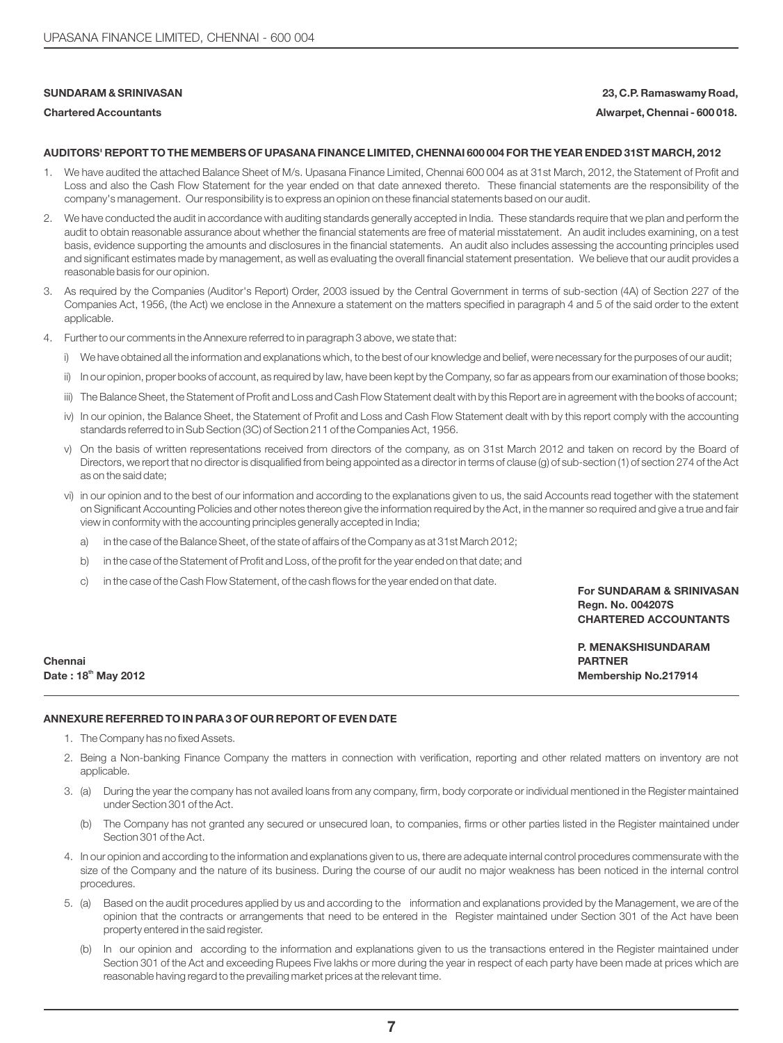**SUNDARAM & SRINIVASAN**
**Chartered Accountants**

**23, C.P. Ramaswamy Road,**
**Alwarpet, Chennai - 600 018.**

## AUDITORS' REPORT TO THE MEMBERS OF UPASANA FINANCE LIMITED, CHENNAI 600 004 FOR THE YEAR ENDED 31ST MARCH, 2012

1. We have audited the attached Balance Sheet of M/s. Upasana Finance Limited, Chennai 600 004 as at 31st March, 2012, the Statement of Profit and Loss and also the Cash Flow Statement for the year ended on that date annexed thereto. These financial statements are the responsibility of the company's management. Our responsibility is to express an opinion on these financial statements based on our audit.

2. We have conducted the audit in accordance with auditing standards generally accepted in India. These standards require that we plan and perform the audit to obtain reasonable assurance about whether the financial statements are free of material misstatement. An audit includes examining, on a test basis, evidence supporting the amounts and disclosures in the financial statements. An audit also includes assessing the accounting principles used and significant estimates made by management, as well as evaluating the overall financial statement presentation. We believe that our audit provides a reasonable basis for our opinion.

3. As required by the Companies (Auditor's Report) Order, 2003 issued by the Central Government in terms of sub-section (4A) of Section 227 of the Companies Act, 1956, (the Act) we enclose in the Annexure a statement on the matters specified in paragraph 4 and 5 of the said order to the extent applicable.

4. Further to our comments in the Annexure referred to in paragraph 3 above, we state that:

   i) We have obtained all the information and explanations which, to the best of our knowledge and belief, were necessary for the purposes of our audit;

   ii) In our opinion, proper books of account, as required by law, have been kept by the Company, so far as appears from our examination of those books;

   iii) The Balance Sheet, the Statement of Profit and Loss and Cash Flow Statement dealt with by this Report are in agreement with the books of account;

   iv) In our opinion, the Balance Sheet, the Statement of Profit and Loss and Cash Flow Statement dealt with by this report comply with the accounting standards referred to in Sub Section (3C) of Section 211 of the Companies Act, 1956.

   v) On the basis of written representations received from directors of the company, as on 31st March 2012 and taken on record by the Board of Directors, we report that no director is disqualified from being appointed as a director in terms of clause (g) of sub-section (1) of section 274 of the Act as on the said date;

   vi) in our opinion and to the best of our information and according to the explanations given to us, the said Accounts read together with the statement on Significant Accounting Policies and other notes thereon give the information required by the Act, in the manner so required and give a true and fair view in conformity with the accounting principles generally accepted in India;

      a) in the case of the Balance Sheet, of the state of affairs of the Company as at 31st March 2012;

      b) in the case of the Statement of Profit and Loss, of the profit for the year ended on that date; and

      c) in the case of the Cash Flow Statement, of the cash flows for the year ended on that date.

**For SUNDARAM & SRINIVASAN**
**Regn. No. 004207S**
**CHARTERED ACCOUNTANTS**

**P. MENAKSHISUNDARAM**
**PARTNER**
**Membership No.217914**

**Chennai**
**Date : 18th May 2012**

## ANNEXURE REFERRED TO IN PARA 3 OF OUR REPORT OF EVEN DATE

1. The Company has no fixed Assets.

2. Being a Non-banking Finance Company the matters in connection with verification, reporting and other related matters on inventory are not applicable.

3. (a) During the year the company has not availed loans from any company, firm, body corporate or individual mentioned in the Register maintained under Section 301 of the Act.

   (b) The Company has not granted any secured or unsecured loan, to companies, firms or other parties listed in the Register maintained under Section 301 of the Act.

4. In our opinion and according to the information and explanations given to us, there are adequate internal control procedures commensurate with the size of the Company and the nature of its business. During the course of our audit no major weakness has been noticed in the internal control procedures.

5. (a) Based on the audit procedures applied by us and according to the information and explanations provided by the Management, we are of the opinion that the contracts or arrangements that need to be entered in the Register maintained under Section 301 of the Act have been property entered in the said register.

   (b) In our opinion and according to the information and explanations given to us the transactions entered in the Register maintained under Section 301 of the Act and exceeding Rupees Five lakhs or more during the year in respect of each party have been made at prices which are reasonable having regard to the prevailing market prices at the relevant time.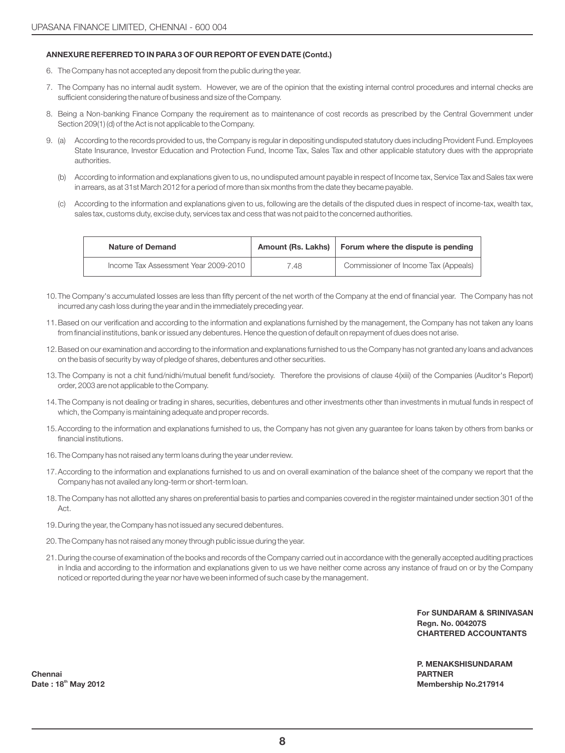**ANNEXURE REFERRED TO IN PARA 3 OF OUR REPORT OF EVEN DATE (Contd.)**

6. The Company has not accepted any deposit from the public during the year.

7. The Company has no internal audit system. However, we are of the opinion that the existing internal control procedures and internal checks are sufficient considering the nature of business and size of the Company.

8. Being a Non-banking Finance Company the requirement as to maintenance of cost records as prescribed by the Central Government under Section 209(1) (d) of the Act is not applicable to the Company.

9. (a) According to the records provided to us, the Company is regular in depositing undisputed statutory dues including Provident Fund. Employees State Insurance, Investor Education and Protection Fund, Income Tax, Sales Tax and other applicable statutory dues with the appropriate authorities.

   (b) According to information and explanations given to us, no undisputed amount payable in respect of Income tax, Service Tax and Sales tax were in arrears, as at 31st March 2012 for a period of more than six months from the date they became payable.

   (c) According to the information and explanations given to us, following are the details of the disputed dues in respect of income-tax, wealth tax, sales tax, customs duty, excise duty, services tax and cess that was not paid to the concerned authorities.

| Nature of Demand | Amount (Rs. Lakhs) | Forum where the dispute is pending |
|---|---|---|
| Income Tax Assessment Year 2009-2010 | 7.48 | Commissioner of Income Tax (Appeals) |

10. The Company's accumulated losses are less than fifty percent of the net worth of the Company at the end of financial year. The Company has not incurred any cash loss during the year and in the immediately preceding year.

11. Based on our verification and according to the information and explanations furnished by the management, the Company has not taken any loans from financial institutions, bank or issued any debentures. Hence the question of default on repayment of dues does not arise.

12. Based on our examination and according to the information and explanations furnished to us the Company has not granted any loans and advances on the basis of security by way of pledge of shares, debentures and other securities.

13. The Company is not a chit fund/nidhi/mutual benefit fund/society. Therefore the provisions of clause 4(xiii) of the Companies (Auditor's Report) order, 2003 are not applicable to the Company.

14. The Company is not dealing or trading in shares, securities, debentures and other investments other than investments in mutual funds in respect of which, the Company is maintaining adequate and proper records.

15. According to the information and explanations furnished to us, the Company has not given any guarantee for loans taken by others from banks or financial institutions.

16. The Company has not raised any term loans during the year under review.

17. According to the information and explanations furnished to us and on overall examination of the balance sheet of the company we report that the Company has not availed any long-term or short-term loan.

18. The Company has not allotted any shares on preferential basis to parties and companies covered in the register maintained under section 301 of the Act.

19. During the year, the Company has not issued any secured debentures.

20. The Company has not raised any money through public issue during the year.

21. During the course of examination of the books and records of the Company carried out in accordance with the generally accepted auditing practices in India and according to the information and explanations given to us we have neither come across any instance of fraud on or by the Company noticed or reported during the year nor have we been informed of such case by the management.

**For SUNDARAM & SRINIVASAN**
**Regn. No. 004207S**
**CHARTERED ACCOUNTANTS**

**P. MENAKSHISUNDARAM**
**PARTNER**
**Membership No.217914**

**Chennai**
**Date : 18th May 2012**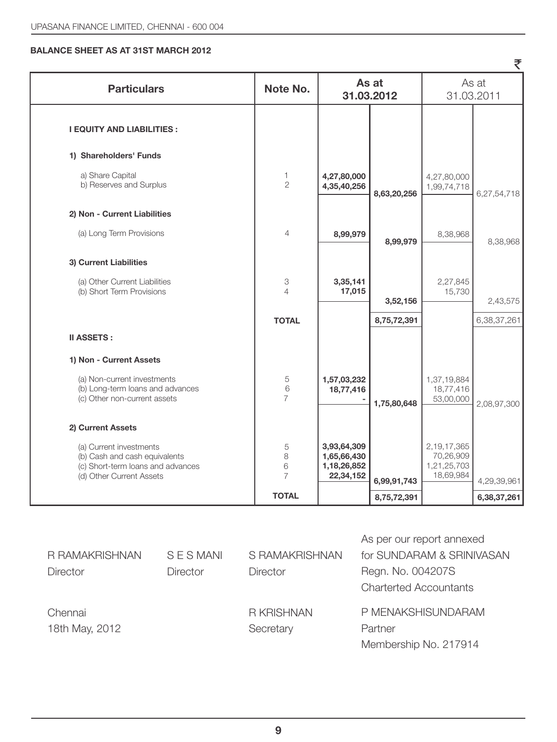UPASANA FINANCE LIMITED, CHENNAI - 600 004

**BALANCE SHEET AS AT 31ST MARCH 2012**

₹

| Particulars | Note No. | As at 31.03.2012 | | As at 31.03.2011 | |
|---|---|---|---|---|---|
| **I EQUITY AND LIABILITIES :** | | | | | |
| **1) Shareholders' Funds** | | | | | |
| a) Share Capital | 1 | **4,27,80,000** | | 4,27,80,000 | |
| b) Reserves and Surplus | 2 | **4,35,40,256** | **8,63,20,256** | 1,99,74,718 | 6,27,54,718 |
| **2) Non - Current Liabilities** | | | | | |
| (a) Long Term Provisions | 4 | **8,99,979** | **8,99,979** | 8,38,968 | 8,38,968 |
| **3) Current Liabilities** | | | | | |
| (a) Other Current Liabilities | 3 | **3,35,141** | | 2,27,845 | |
| (b) Short Term Provisions | 4 | **17,015** | **3,52,156** | 15,730 | 2,43,575 |
| | **TOTAL** | | **8,75,72,391** | | 6,38,37,261 |
| **II ASSETS :** | | | | | |
| **1) Non - Current Assets** | | | | | |
| (a) Non-current investments | 5 | **1,57,03,232** | | 1,37,19,884 | |
| (b) Long-term loans and advances | 6 | **18,77,416** | | 18,77,416 | |
| (c) Other non-current assets | 7 | **-** | **1,75,80,648** | 53,00,000 | 2,08,97,300 |
| **2) Current Assets** | | | | | |
| (a) Current investments | 5 | **3,93,64,309** | | 2,19,17,365 | |
| (b) Cash and cash equivalents | 8 | **1,65,66,430** | | 70,26,909 | |
| (c) Short-term loans and advances | 6 | **1,18,26,852** | | 1,21,25,703 | |
| (d) Other Current Assets | 7 | **22,34,152** | **6,99,91,743** | 18,69,984 | 4,29,39,961 |
| | **TOTAL** | | **8,75,72,391** | | **6,38,37,261** |

R RAMAKRISHNAN
Director

S E S MANI
Director

S RAMAKRISHNAN
Director

As per our report annexed
for SUNDARAM & SRINIVASAN
Regn. No. 004207S
Charterted Accountants

Chennai
18th May, 2012

R KRISHNAN
Secretary

P MENAKSHISUNDARAM
Partner
Membership No. 217914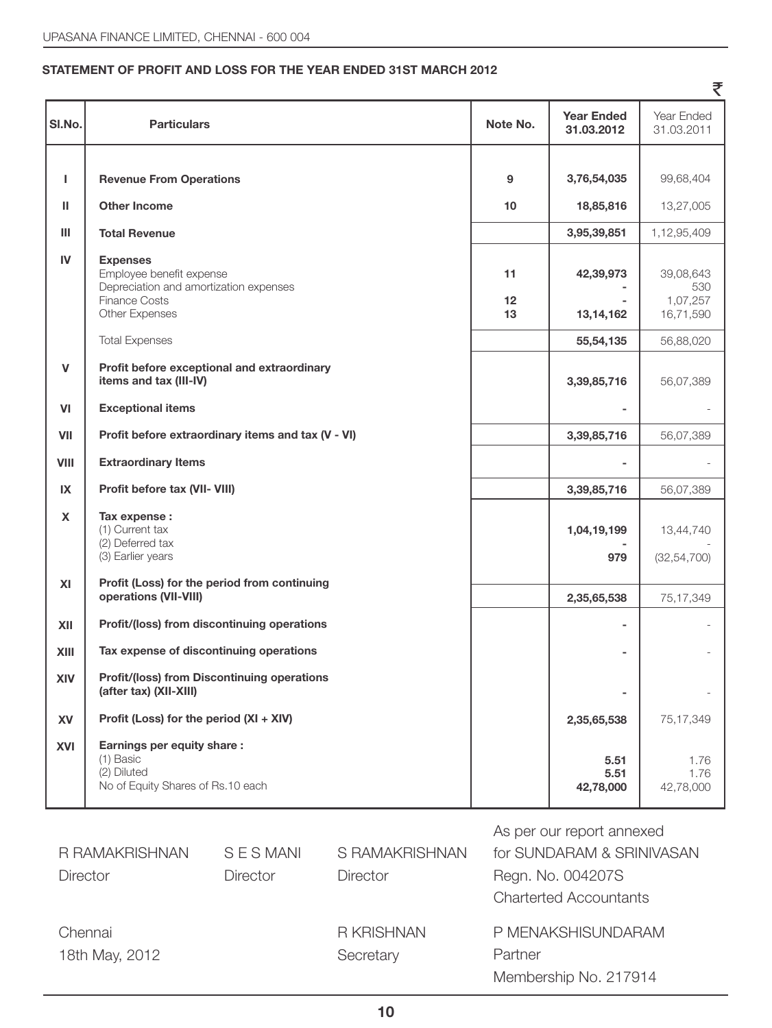UPASANA FINANCE LIMITED, CHENNAI - 600 004

**STATEMENT OF PROFIT AND LOSS FOR THE YEAR ENDED 31ST MARCH 2012**

₹

| Sl.No. | Particulars | Note No. | Year Ended 31.03.2012 | Year Ended 31.03.2011 |
|---|---|---|---|---|
| I | **Revenue From Operations** | 9 | 3,76,54,035 | 99,68,404 |
| II | **Other Income** | 10 | 18,85,816 | 13,27,005 |
| III | **Total Revenue** | | 3,95,39,851 | 1,12,95,409 |
| IV | **Expenses** | | | |
| | Employee benefit expense | 11 | 42,39,973 | 39,08,643 |
| | Depreciation and amortization expenses | | - | 530 |
| | Finance Costs | 12 | - | 1,07,257 |
| | Other Expenses | 13 | 13,14,162 | 16,71,590 |
| | Total Expenses | | 55,54,135 | 56,88,020 |
| V | **Profit before exceptional and extraordinary items and tax (III-IV)** | | 3,39,85,716 | 56,07,389 |
| VI | **Exceptional items** | | - | - |
| VII | **Profit before extraordinary items and tax (V - VI)** | | 3,39,85,716 | 56,07,389 |
| VIII | **Extraordinary Items** | | - | - |
| IX | **Profit before tax (VII- VIII)** | | 3,39,85,716 | 56,07,389 |
| X | **Tax expense :** | | | |
| | (1) Current tax | | 1,04,19,199 | 13,44,740 |
| | (2) Deferred tax | | - | - |
| | (3) Earlier years | | 979 | (32,54,700) |
| XI | **Profit (Loss) for the period from continuing operations (VII-VIII)** | | 2,35,65,538 | 75,17,349 |
| XII | **Profit/(loss) from discontinuing operations** | | - | - |
| XIII | **Tax expense of discontinuing operations** | | - | - |
| XIV | **Profit/(loss) from Discontinuing operations (after tax) (XII-XIII)** | | - | - |
| XV | **Profit (Loss) for the period (XI + XIV)** | | 2,35,65,538 | 75,17,349 |
| XVI | **Earnings per equity share :** | | | |
| | (1) Basic | | 5.51 | 1.76 |
| | (2) Diluted | | 5.51 | 1.76 |
| | No of Equity Shares of Rs.10 each | | 42,78,000 | 42,78,000 |

As per our report annexed
for SUNDARAM & SRINIVASAN
Regn. No. 004207S
Charterted Accountants

R RAMAKRISHNAN
Director

S E S MANI
Director

S RAMAKRISHNAN
Director

Chennai
18th May, 2012

R KRISHNAN
Secretary

P MENAKSHISUNDARAM
Partner
Membership No. 217914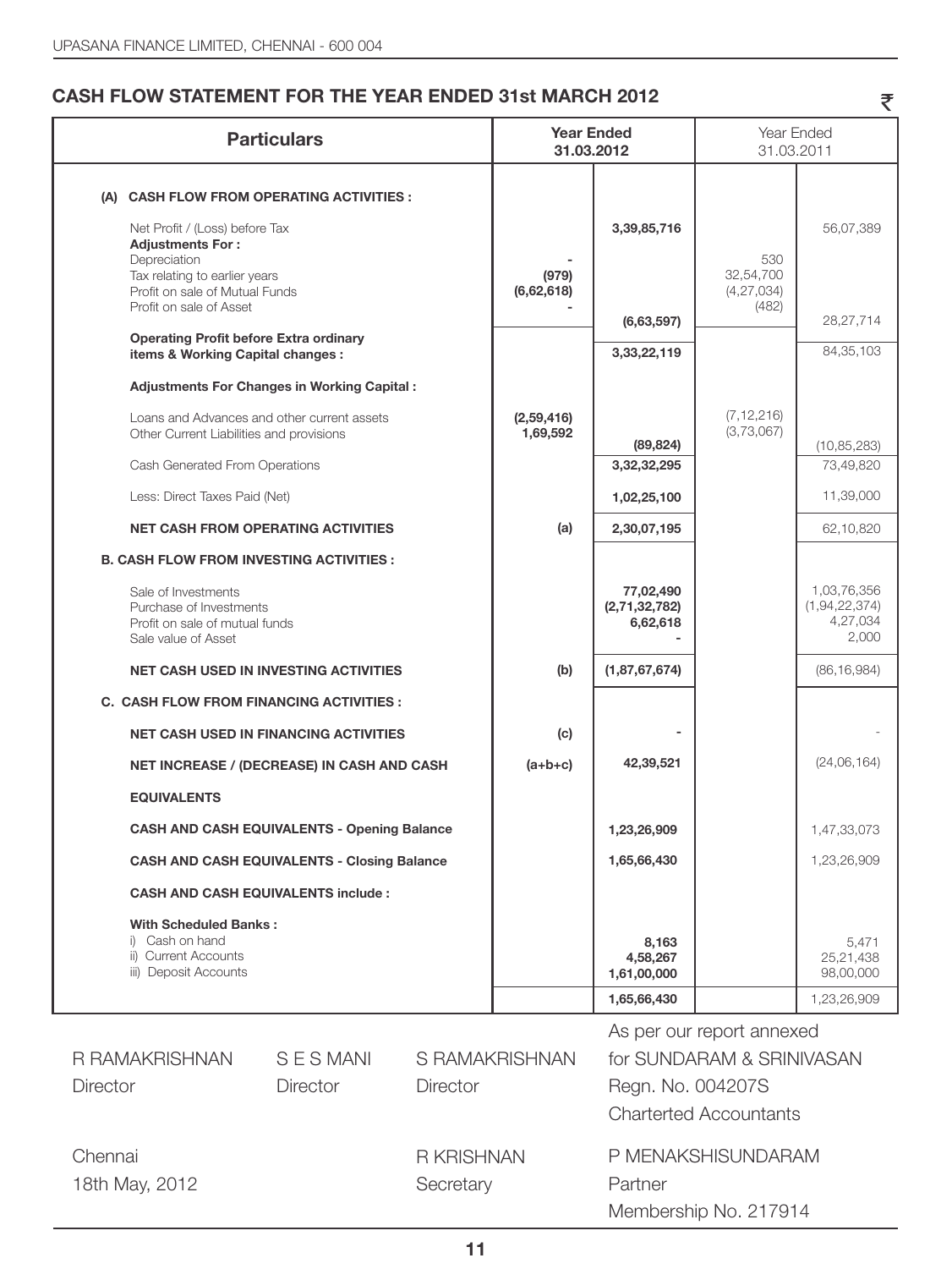UPASANA FINANCE LIMITED, CHENNAI - 600 004

## CASH FLOW STATEMENT FOR THE YEAR ENDED 31st MARCH 2012

₹

| Particulars | Year Ended 31.03.2012 | | Year Ended 31.03.2011 | |
|---|---|---|---|---|
| **(A) CASH FLOW FROM OPERATING ACTIVITIES :** | | | | |
| Net Profit / (Loss) before Tax | | **3,39,85,716** | | 56,07,389 |
| **Adjustments For :** | | | | |
| Depreciation | **-** | | 530 | |
| Tax relating to earlier years | **(979)** | | 32,54,700 | |
| Profit on sale of Mutual Funds | **(6,62,618)** | | (4,27,034) | |
| Profit on sale of Asset | **-** | **(6,63,597)** | (482) | 28,27,714 |
| **Operating Profit before Extra ordinary items & Working Capital changes :** | | **3,33,22,119** | | 84,35,103 |
| **Adjustments For Changes in Working Capital :** | | | | |
| Loans and Advances and other current assets | **(2,59,416)** | | (7,12,216) | |
| Other Current Liabilities and provisions | **1,69,592** | **(89,824)** | (3,73,067) | (10,85,283) |
| Cash Generated From Operations | | **3,32,32,295** | | 73,49,820 |
| Less: Direct Taxes Paid (Net) | | **1,02,25,100** | | 11,39,000 |
| **NET CASH FROM OPERATING ACTIVITIES** | **(a)** | **2,30,07,195** | | 62,10,820 |
| **B. CASH FLOW FROM INVESTING ACTIVITIES :** | | | | |
| Sale of Investments | | **77,02,490** | | 1,03,76,356 |
| Purchase of Investments | | **(2,71,32,782)** | | (1,94,22,374) |
| Profit on sale of mutual funds | | **6,62,618** | | 4,27,034 |
| Sale value of Asset | | **-** | | 2,000 |
| **NET CASH USED IN INVESTING ACTIVITIES** | **(b)** | **(1,87,67,674)** | | (86,16,984) |
| **C. CASH FLOW FROM FINANCING ACTIVITIES :** | | | | |
| **NET CASH USED IN FINANCING ACTIVITIES** | **(c)** | **-** | | - |
| **NET INCREASE / (DECREASE) IN CASH AND CASH EQUIVALENTS** | **(a+b+c)** | **42,39,521** | | (24,06,164) |
| **CASH AND CASH EQUIVALENTS - Opening Balance** | | **1,23,26,909** | | 1,47,33,073 |
| **CASH AND CASH EQUIVALENTS - Closing Balance** | | **1,65,66,430** | | 1,23,26,909 |
| **CASH AND CASH EQUIVALENTS include :** | | | | |
| **With Scheduled Banks :** | | | | |
| i) Cash on hand | | **8,163** | | 5,471 |
| ii) Current Accounts | | **4,58,267** | | 25,21,438 |
| iii) Deposit Accounts | | **1,61,00,000** | | 98,00,000 |
| | | **1,65,66,430** | | 1,23,26,909 |

As per our report annexed
for SUNDARAM & SRINIVASAN
Regn. No. 004207S
Charterted Accountants

R RAMAKRISHNAN
Director

S E S MANI
Director

S RAMAKRISHNAN
Director

Chennai
18th May, 2012

R KRISHNAN
Secretary

P MENAKSHISUNDARAM
Partner
Membership No. 217914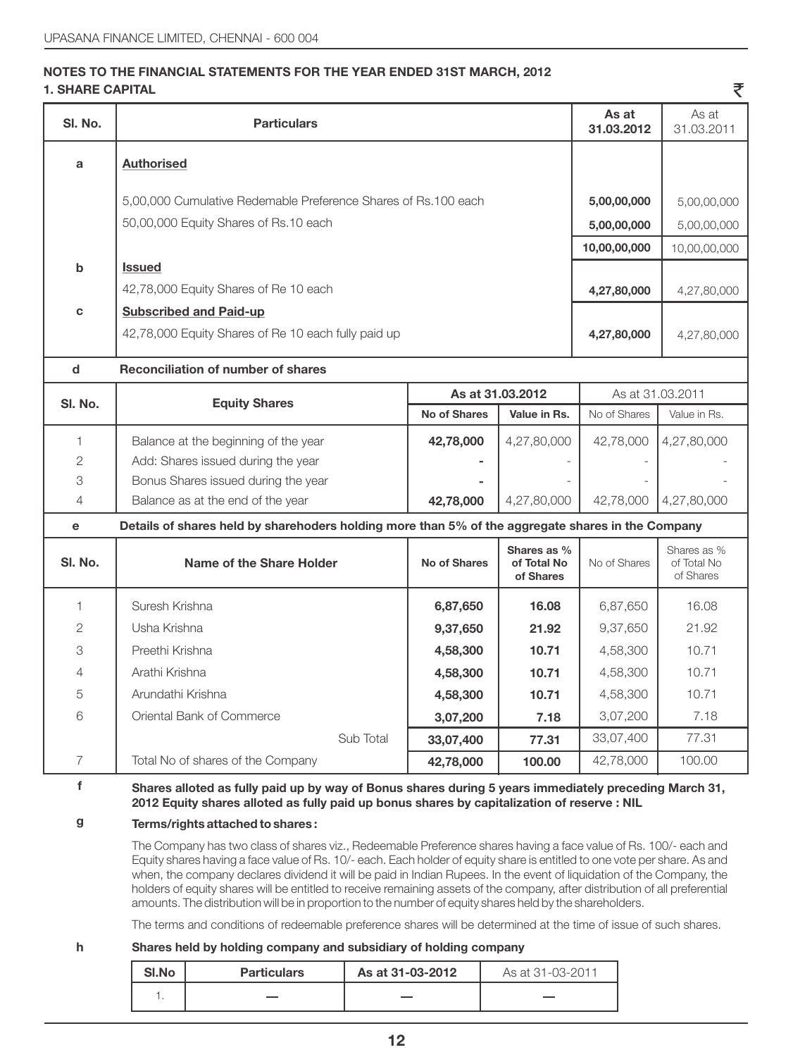## NOTES TO THE FINANCIAL STATEMENTS FOR THE YEAR ENDED 31ST MARCH, 2012

### 1. SHARE CAPITAL

₹

| Sl. No. | Particulars | As at 31.03.2012 | As at 31.03.2011 |
|---|---|---|---|
| a | **Authorised** | | |
| | 5,00,000 Cumulative Redemable Preference Shares of Rs.100 each | **5,00,00,000** | 5,00,00,000 |
| | 50,00,000 Equity Shares of Rs.10 each | **5,00,00,000** | 5,00,00,000 |
| | | **10,00,00,000** | 10,00,00,000 |
| b | **Issued** | | |
| | 42,78,000 Equity Shares of Re 10 each | **4,27,80,000** | 4,27,80,000 |
| c | **Subscribed and Paid-up** | | |
| | 42,78,000 Equity Shares of Re 10 each fully paid up | **4,27,80,000** | 4,27,80,000 |

**d Reconciliation of number of shares**

| Sl. No. | Equity Shares | As at 31.03.2012 | | As at 31.03.2011 | |
|---|---|---|---|---|---|
| | | No of Shares | Value in Rs. | No of Shares | Value in Rs. |
| 1 | Balance at the beginning of the year | **42,78,000** | 4,27,80,000 | 42,78,000 | 4,27,80,000 |
| 2 | Add: Shares issued during the year | - | - | - | - |
| 3 | Bonus Shares issued during the year | - | - | - | - |
| 4 | Balance as at the end of the year | **42,78,000** | 4,27,80,000 | 42,78,000 | 4,27,80,000 |

**e Details of shares held by sharehoders holding more than 5% of the aggregate shares in the Company**

| Sl. No. | Name of the Share Holder | No of Shares | Shares as % of Total No of Shares | No of Shares | Shares as % of Total No of Shares |
|---|---|---|---|---|---|
| 1 | Suresh Krishna | **6,87,650** | **16.08** | 6,87,650 | 16.08 |
| 2 | Usha Krishna | **9,37,650** | **21.92** | 9,37,650 | 21.92 |
| 3 | Preethi Krishna | **4,58,300** | **10.71** | 4,58,300 | 10.71 |
| 4 | Arathi Krishna | **4,58,300** | **10.71** | 4,58,300 | 10.71 |
| 5 | Arundathi Krishna | **4,58,300** | **10.71** | 4,58,300 | 10.71 |
| 6 | Oriental Bank of Commerce | **3,07,200** | **7.18** | 3,07,200 | 7.18 |
| | Sub Total | **33,07,400** | **77.31** | 33,07,400 | 77.31 |
| 7 | Total No of shares of the Company | **42,78,000** | **100.00** | 42,78,000 | 100.00 |

**f Shares alloted as fully paid up by way of Bonus shares during 5 years immediately preceding March 31, 2012 Equity shares alloted as fully paid up bonus shares by capitalization of reserve : NIL**

**g Terms/rights attached to shares :**

The Company has two class of shares viz., Redeemable Preference shares having a face value of Rs. 100/- each and Equity shares having a face value of Rs. 10/- each. Each holder of equity share is entitled to one vote per share. As and when, the company declares dividend it will be paid in Indian Rupees. In the event of liquidation of the Company, the holders of equity shares will be entitled to receive remaining assets of the company, after distribution of all preferential amounts. The distribution will be in proportion to the number of equity shares held by the shareholders.

The terms and conditions of redeemable preference shares will be determined at the time of issue of such shares.

**h Shares held by holding company and subsidiary of holding company**

| Sl.No | Particulars | As at 31-03-2012 | As at 31-03-2011 |
|---|---|---|---|
| 1. | — | — | — |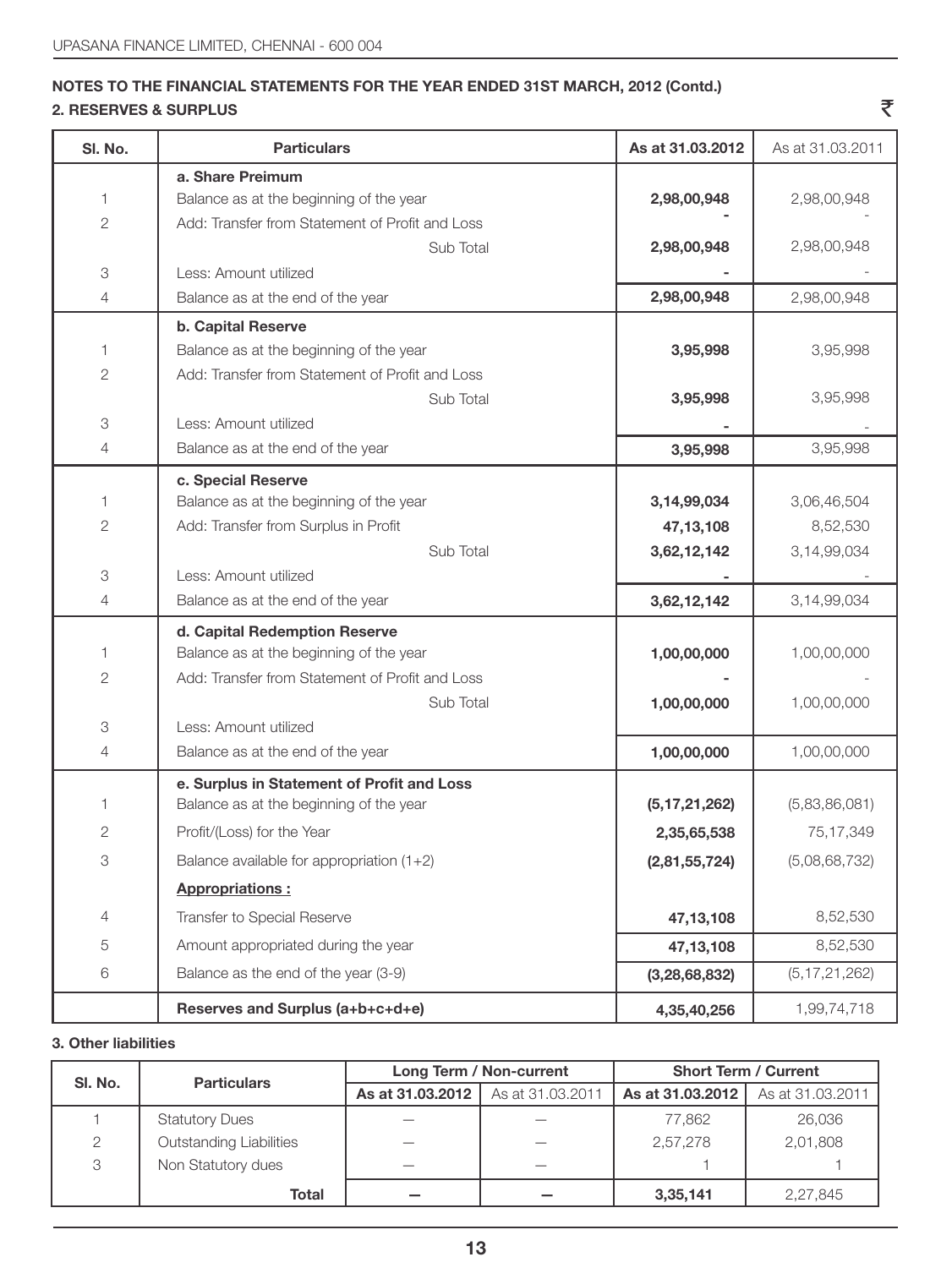UPASANA FINANCE LIMITED, CHENNAI - 600 004

## NOTES TO THE FINANCIAL STATEMENTS FOR THE YEAR ENDED 31ST MARCH, 2012 (Contd.)

### 2. RESERVES & SURPLUS

₹

| Sl. No. | Particulars | As at 31.03.2012 | As at 31.03.2011 |
|---|---|---|---|
| | **a. Share Preimum** | | |
| 1 | Balance as at the beginning of the year | **2,98,00,948** | 2,98,00,948 |
| 2 | Add: Transfer from Statement of Profit and Loss | **-** | - |
| | Sub Total | **2,98,00,948** | 2,98,00,948 |
| 3 | Less: Amount utilized | **-** | - |
| 4 | Balance as at the end of the year | **2,98,00,948** | 2,98,00,948 |
| | **b. Capital Reserve** | | |
| 1 | Balance as at the beginning of the year | **3,95,998** | 3,95,998 |
| 2 | Add: Transfer from Statement of Profit and Loss | | |
| | Sub Total | **3,95,998** | 3,95,998 |
| 3 | Less: Amount utilized | **-** | - |
| 4 | Balance as at the end of the year | **3,95,998** | 3,95,998 |
| | **c. Special Reserve** | | |
| 1 | Balance as at the beginning of the year | **3,14,99,034** | 3,06,46,504 |
| 2 | Add: Transfer from Surplus in Profit | **47,13,108** | 8,52,530 |
| | Sub Total | **3,62,12,142** | 3,14,99,034 |
| 3 | Less: Amount utilized | **-** | - |
| 4 | Balance as at the end of the year | **3,62,12,142** | 3,14,99,034 |
| | **d. Capital Redemption Reserve** | | |
| 1 | Balance as at the beginning of the year | **1,00,00,000** | 1,00,00,000 |
| 2 | Add: Transfer from Statement of Profit and Loss | **-** | - |
| | Sub Total | **1,00,00,000** | 1,00,00,000 |
| 3 | Less: Amount utilized | | |
| 4 | Balance as at the end of the year | **1,00,00,000** | 1,00,00,000 |
| | **e. Surplus in Statement of Profit and Loss** | | |
| 1 | Balance as at the beginning of the year | **(5,17,21,262)** | (5,83,86,081) |
| 2 | Profit/(Loss) for the Year | **2,35,65,538** | 75,17,349 |
| 3 | Balance available for appropriation (1+2) | **(2,81,55,724)** | (5,08,68,732) |
| | **Appropriations :** | | |
| 4 | Transfer to Special Reserve | **47,13,108** | 8,52,530 |
| 5 | Amount appropriated during the year | **47,13,108** | 8,52,530 |
| 6 | Balance as the end of the year (3-9) | **(3,28,68,832)** | (5,17,21,262) |
| | **Reserves and Surplus (a+b+c+d+e)** | **4,35,40,256** | 1,99,74,718 |

### 3. Other liabilities

| Sl. No. | Particulars | Long Term / Non-current | | Short Term / Current | |
|---|---|---|---|---|---|
| | | **As at 31.03.2012** | As at 31.03.2011 | **As at 31.03.2012** | As at 31.03.2011 |
| 1 | Statutory Dues | — | — | 77,862 | 26,036 |
| 2 | Outstanding Liabilities | — | — | 2,57,278 | 2,01,808 |
| 3 | Non Statutory dues | — | — | 1 | 1 |
| | **Total** | **—** | **—** | **3,35,141** | 2,27,845 |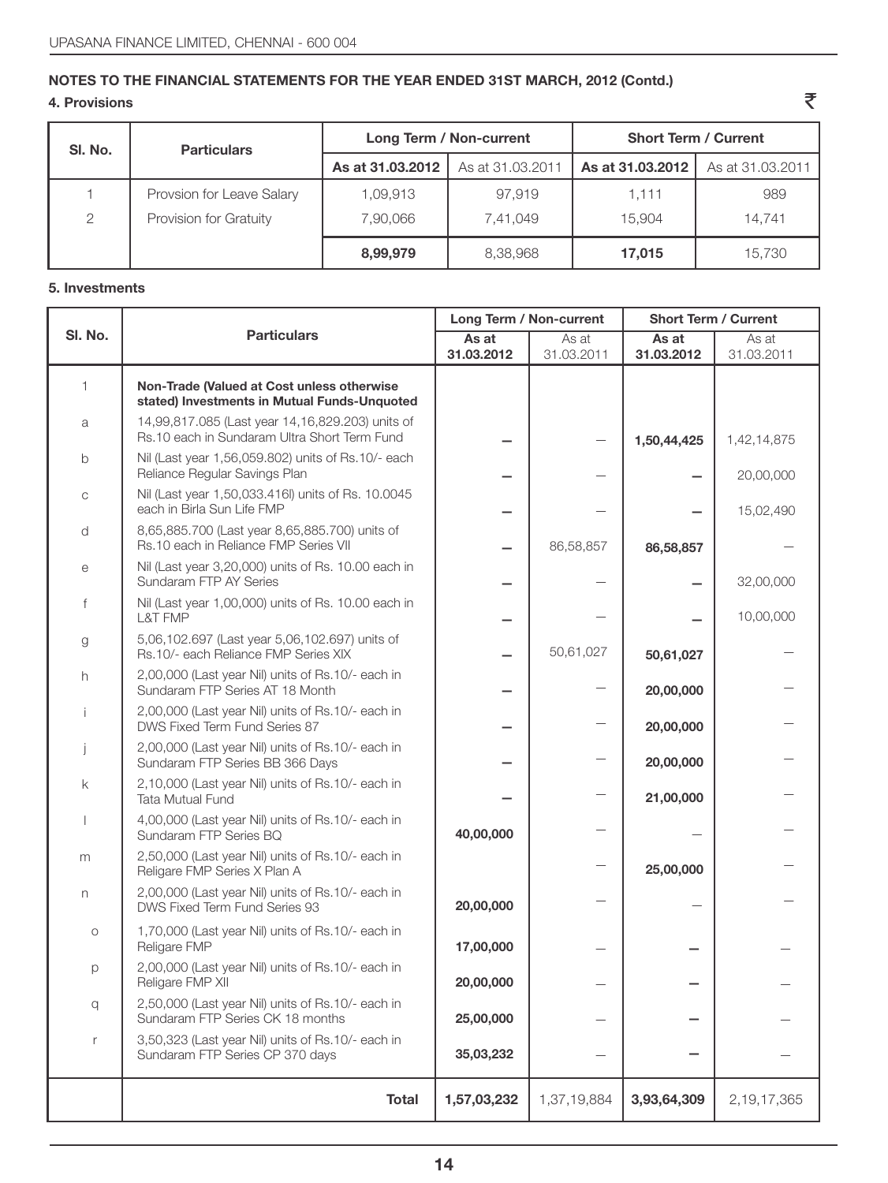UPASANA FINANCE LIMITED, CHENNAI - 600 004

**NOTES TO THE FINANCIAL STATEMENTS FOR THE YEAR ENDED 31ST MARCH, 2012 (Contd.)**

**4. Provisions** ₹

| Sl. No. | Particulars | Long Term / Non-current | | Short Term / Current | |
|---|---|---|---|---|---|
| | | **As at 31.03.2012** | As at 31.03.2011 | **As at 31.03.2012** | As at 31.03.2011 |
| 1 | Provsion for Leave Salary | 1,09,913 | 97,919 | 1,111 | 989 |
| 2 | Provision for Gratuity | 7,90,066 | 7,41,049 | 15,904 | 14,741 |
| | | **8,99,979** | 8,38,968 | **17,015** | 15,730 |

**5. Investments**

| Sl. No. | Particulars | Long Term / Non-current | | Short Term / Current | |
|---|---|---|---|---|---|
| | | **As at 31.03.2012** | As at 31.03.2011 | **As at 31.03.2012** | As at 31.03.2011 |
| 1 | **Non-Trade (Valued at Cost unless otherwise stated) Investments in Mutual Funds-Unquoted** | | | | |
| a | 14,99,817.085 (Last year 14,16,829.203) units of Rs.10 each in Sundaram Ultra Short Term Fund | – | – | **1,50,44,425** | 1,42,14,875 |
| b | Nil (Last year 1,56,059.802) units of Rs.10/- each Reliance Regular Savings Plan | – | – | – | 20,00,000 |
| c | Nil (Last year 1,50,033.416l) units of Rs. 10.0045 each in Birla Sun Life FMP | – | – | – | 15,02,490 |
| d | 8,65,885.700 (Last year 8,65,885.700) units of Rs.10 each in Reliance FMP Series VII | – | 86,58,857 | **86,58,857** | – |
| e | Nil (Last year 3,20,000) units of Rs. 10.00 each in Sundaram FTP AY Series | – | – | – | 32,00,000 |
| f | Nil (Last year 1,00,000) units of Rs. 10.00 each in L&T FMP | – | – | – | 10,00,000 |
| g | 5,06,102.697 (Last year 5,06,102.697) units of Rs.10/- each Reliance FMP Series XIX | – | 50,61,027 | **50,61,027** | – |
| h | 2,00,000 (Last year Nil) units of Rs.10/- each in Sundaram FTP Series AT 18 Month | – | – | **20,00,000** | – |
| i | 2,00,000 (Last year Nil) units of Rs.10/- each in DWS Fixed Term Fund Series 87 | – | – | **20,00,000** | – |
| j | 2,00,000 (Last year Nil) units of Rs.10/- each in Sundaram FTP Series BB 366 Days | – | – | **20,00,000** | – |
| k | 2,10,000 (Last year Nil) units of Rs.10/- each in Tata Mutual Fund | – | – | **21,00,000** | – |
| l | 4,00,000 (Last year Nil) units of Rs.10/- each in Sundaram FTP Series BQ | **40,00,000** | – | – | – |
| m | 2,50,000 (Last year Nil) units of Rs.10/- each in Religare FMP Series X Plan A | | – | **25,00,000** | – |
| n | 2,00,000 (Last year Nil) units of Rs.10/- each in DWS Fixed Term Fund Series 93 | **20,00,000** | – | – | – |
| o | 1,70,000 (Last year Nil) units of Rs.10/- each in Religare FMP | **17,00,000** | – | – | – |
| p | 2,00,000 (Last year Nil) units of Rs.10/- each in Religare FMP XII | **20,00,000** | – | – | – |
| q | 2,50,000 (Last year Nil) units of Rs.10/- each in Sundaram FTP Series CK 18 months | **25,00,000** | – | – | – |
| r | 3,50,323 (Last year Nil) units of Rs.10/- each in Sundaram FTP Series CP 370 days | **35,03,232** | – | – | – |
| | **Total** | **1,57,03,232** | 1,37,19,884 | **3,93,64,309** | 2,19,17,365 |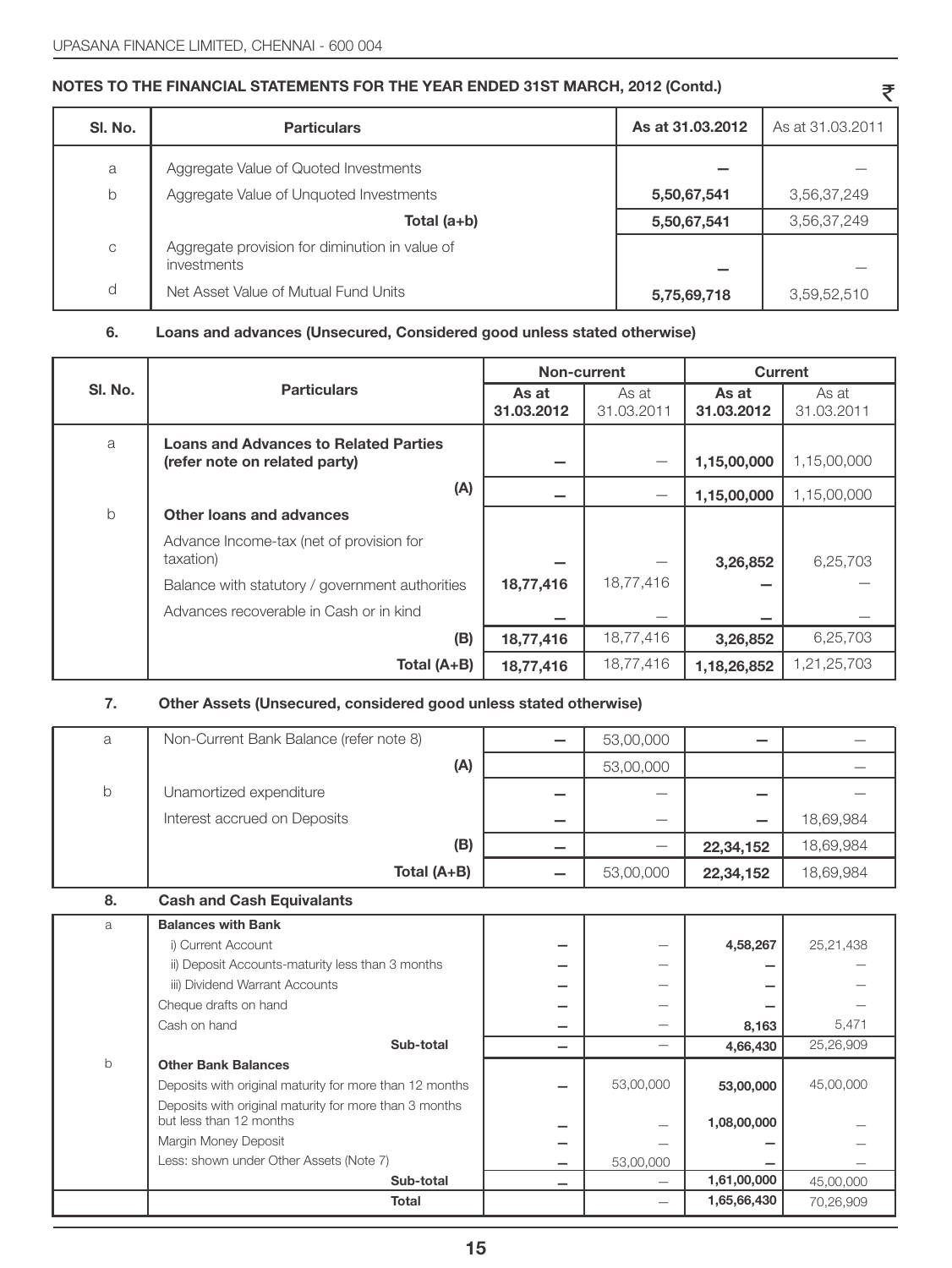UPASANA FINANCE LIMITED, CHENNAI - 600 004

## NOTES TO THE FINANCIAL STATEMENTS FOR THE YEAR ENDED 31ST MARCH, 2012 (Contd.)

₹

| Sl. No. | Particulars | As at 31.03.2012 | As at 31.03.2011 |
|---|---|---|---|
| a | Aggregate Value of Quoted Investments | – | – |
| b | Aggregate Value of Unquoted Investments | **5,50,67,541** | 3,56,37,249 |
| | Total (a+b) | **5,50,67,541** | 3,56,37,249 |
| c | Aggregate provision for diminution in value of investments | – | – |
| d | Net Asset Value of Mutual Fund Units | **5,75,69,718** | 3,59,52,510 |

### 6. Loans and advances (Unsecured, Considered good unless stated otherwise)

| Sl. No. | Particulars | Non-current | | Current | |
|---|---|---|---|---|---|
| | | **As at 31.03.2012** | As at 31.03.2011 | **As at 31.03.2012** | As at 31.03.2011 |
| a | **Loans and Advances to Related Parties (refer note on related party)** | – | – | **1,15,00,000** | 1,15,00,000 |
| | **(A)** | – | – | **1,15,00,000** | 1,15,00,000 |
| b | **Other loans and advances** | | | | |
| | Advance Income-tax (net of provision for taxation) | – | – | **3,26,852** | 6,25,703 |
| | Balance with statutory / government authorities | **18,77,416** | 18,77,416 | – | – |
| | Advances recoverable in Cash or in kind | – | – | – | – |
| | **(B)** | **18,77,416** | 18,77,416 | **3,26,852** | 6,25,703 |
| | **Total (A+B)** | **18,77,416** | 18,77,416 | **1,18,26,852** | 1,21,25,703 |

### 7. Other Assets (Unsecured, considered good unless stated otherwise)

| | | | | | |
|---|---|---|---|---|---|
| a | Non-Current Bank Balance (refer note 8) | – | 53,00,000 | – | – |
| | **(A)** | | 53,00,000 | | – |
| b | Unamortized expenditure | – | – | – | – |
| | Interest accrued on Deposits | – | – | – | 18,69,984 |
| | **(B)** | – | – | **22,34,152** | 18,69,984 |
| | **Total (A+B)** | – | 53,00,000 | **22,34,152** | 18,69,984 |

### 8. Cash and Cash Equivalants

| | | | | | |
|---|---|---|---|---|---|
| a | **Balances with Bank** | | | | |
| | i) Current Account | – | – | **4,58,267** | 25,21,438 |
| | ii) Deposit Accounts-maturity less than 3 months | – | – | – | – |
| | iii) Dividend Warrant Accounts | – | – | – | – |
| | Cheque drafts on hand | – | – | – | – |
| | Cash on hand | – | – | **8,163** | 5,471 |
| | **Sub-total** | – | – | **4,66,430** | 25,26,909 |
| b | **Other Bank Balances** | | | | |
| | Deposits with original maturity for more than 12 months | – | 53,00,000 | **53,00,000** | 45,00,000 |
| | Deposits with original maturity for more than 3 months but less than 12 months | – | – | **1,08,00,000** | – |
| | Margin Money Deposit | – | – | – | – |
| | Less: shown under Other Assets (Note 7) | – | 53,00,000 | – | – |
| | **Sub-total** | – | – | **1,61,00,000** | 45,00,000 |
| | **Total** | | – | **1,65,66,430** | 70,26,909 |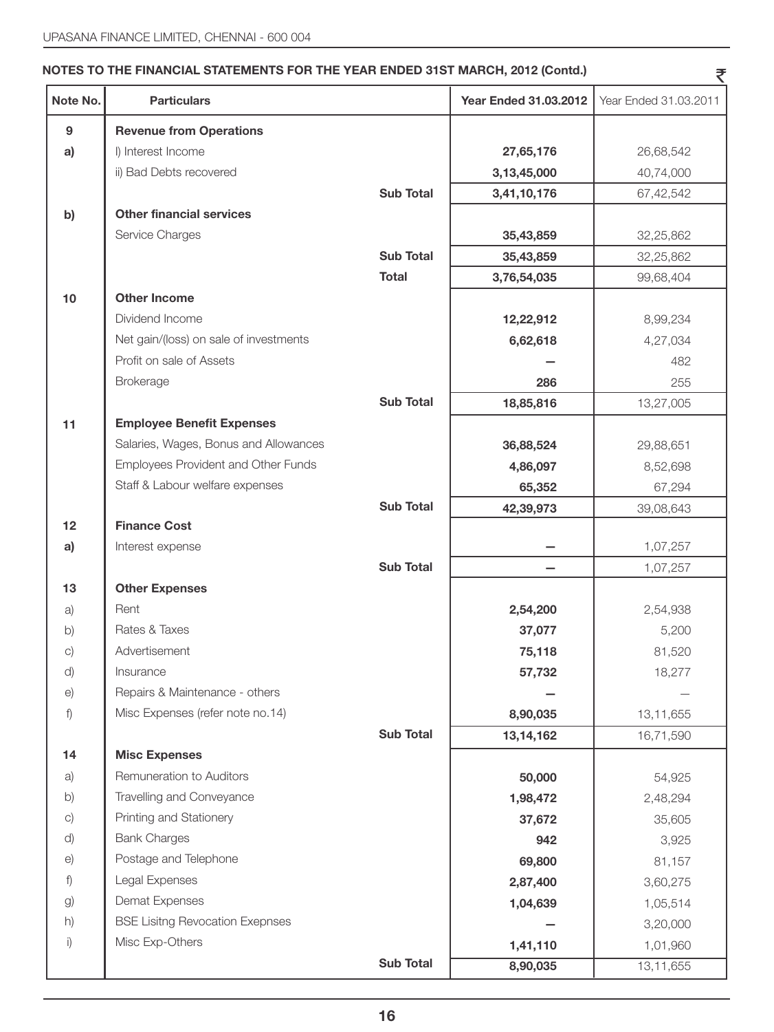UPASANA FINANCE LIMITED, CHENNAI - 600 004

**NOTES TO THE FINANCIAL STATEMENTS FOR THE YEAR ENDED 31ST MARCH, 2012 (Contd.)** ₹

| Note No. | Particulars | | Year Ended 31.03.2012 | Year Ended 31.03.2011 |
|---|---|---|---|---|
| **9** | **Revenue from Operations** | | | |
| **a)** | I) Interest Income | | **27,65,176** | 26,68,542 |
| | ii) Bad Debts recovered | | **3,13,45,000** | 40,74,000 |
| | | **Sub Total** | **3,41,10,176** | 67,42,542 |
| **b)** | **Other financial services** | | | |
| | Service Charges | | **35,43,859** | 32,25,862 |
| | | **Sub Total** | **35,43,859** | 32,25,862 |
| | | **Total** | **3,76,54,035** | 99,68,404 |
| **10** | **Other Income** | | | |
| | Dividend Income | | **12,22,912** | 8,99,234 |
| | Net gain/(loss) on sale of investments | | **6,62,618** | 4,27,034 |
| | Profit on sale of Assets | | **—** | 482 |
| | Brokerage | | **286** | 255 |
| | | **Sub Total** | **18,85,816** | 13,27,005 |
| **11** | **Employee Benefit Expenses** | | | |
| | Salaries, Wages, Bonus and Allowances | | **36,88,524** | 29,88,651 |
| | Employees Provident and Other Funds | | **4,86,097** | 8,52,698 |
| | Staff & Labour welfare expenses | | **65,352** | 67,294 |
| | | **Sub Total** | **42,39,973** | 39,08,643 |
| **12** | **Finance Cost** | | | |
| **a)** | Interest expense | | **—** | 1,07,257 |
| | | **Sub Total** | **—** | 1,07,257 |
| **13** | **Other Expenses** | | | |
| a) | Rent | | **2,54,200** | 2,54,938 |
| b) | Rates & Taxes | | **37,077** | 5,200 |
| c) | Advertisement | | **75,118** | 81,520 |
| d) | Insurance | | **57,732** | 18,277 |
| e) | Repairs & Maintenance - others | | **—** | — |
| f) | Misc Expenses (refer note no.14) | | **8,90,035** | 13,11,655 |
| | | **Sub Total** | **13,14,162** | 16,71,590 |
| **14** | **Misc Expenses** | | | |
| a) | Remuneration to Auditors | | **50,000** | 54,925 |
| b) | Travelling and Conveyance | | **1,98,472** | 2,48,294 |
| c) | Printing and Stationery | | **37,672** | 35,605 |
| d) | Bank Charges | | **942** | 3,925 |
| e) | Postage and Telephone | | **69,800** | 81,157 |
| f) | Legal Expenses | | **2,87,400** | 3,60,275 |
| g) | Demat Expenses | | **1,04,639** | 1,05,514 |
| h) | BSE Lisitng Revocation Exepnses | | **—** | 3,20,000 |
| i) | Misc Exp-Others | | **1,41,110** | 1,01,960 |
| | | **Sub Total** | **8,90,035** | 13,11,655 |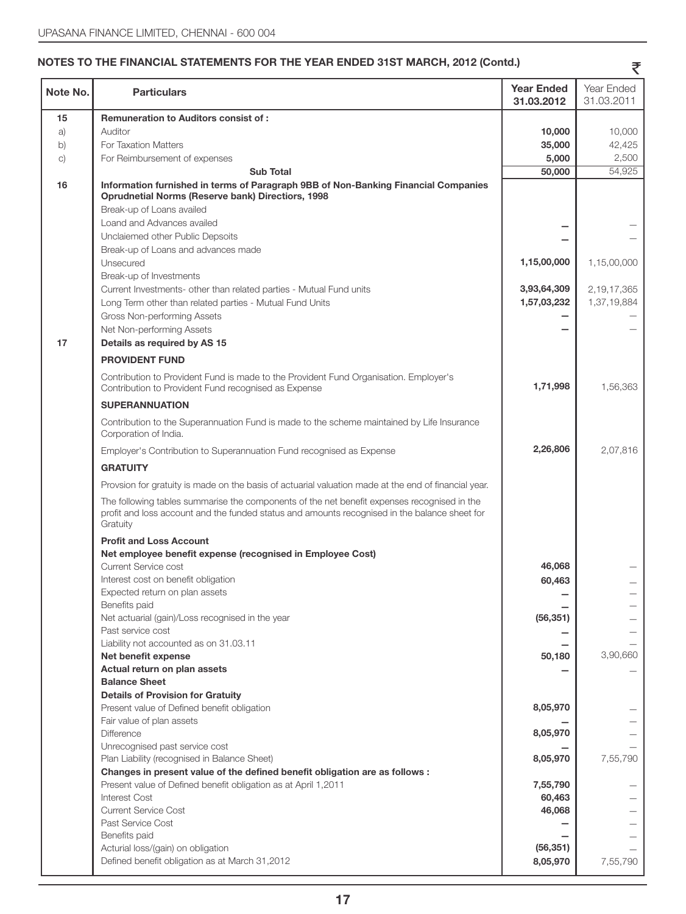UPASANA FINANCE LIMITED, CHENNAI - 600 004

## NOTES TO THE FINANCIAL STATEMENTS FOR THE YEAR ENDED 31ST MARCH, 2012 (Contd.)

₹

| Note No. | Particulars | Year Ended 31.03.2012 | Year Ended 31.03.2011 |
|---|---|---|---|
| **15** | **Remuneration to Auditors consist of :** | | |
| a) | Auditor | **10,000** | 10,000 |
| b) | For Taxation Matters | **35,000** | 42,425 |
| c) | For Reimbursement of expenses | **5,000** | 2,500 |
| | **Sub Total** | **50,000** | 54,925 |
| **16** | **Information furnished in terms of Paragraph 9BB of Non-Banking Financial Companies Oprudnetial Norms (Reserve bank) Directiors, 1998** | | |
| | Break-up of Loans availed | | |
| | Loand and Advances availed | **–** | – |
| | Unclaiemed other Public Depsoits | **–** | – |
| | Break-up of Loans and advances made | | |
| | Unsecured | **1,15,00,000** | 1,15,00,000 |
| | Break-up of Investments | | |
| | Current Investments- other than related parties - Mutual Fund units | **3,93,64,309** | 2,19,17,365 |
| | Long Term other than related parties - Mutual Fund Units | **1,57,03,232** | 1,37,19,884 |
| | Gross Non-performing Assets | **–** | – |
| | Net Non-performing Assets | **–** | – |
| **17** | **Details as required by AS 15** | | |
| | **PROVIDENT FUND** | | |
| | Contribution to Provident Fund is made to the Provident Fund Organisation. Employer's Contribution to Provident Fund recognised as Expense | **1,71,998** | 1,56,363 |
| | **SUPERANNUATION** | | |
| | Contribution to the Superannuation Fund is made to the scheme maintained by Life Insurance Corporation of India. | | |
| | Employer's Contribution to Superannuation Fund recognised as Expense | **2,26,806** | 2,07,816 |
| | **GRATUITY** | | |
| | Provsion for gratuity is made on the basis of actuarial valuation made at the end of financial year. | | |
| | The following tables summarise the components of the net benefit expenses recognised in the profit and loss account and the funded status and amounts recognised in the balance sheet for Gratuity | | |
| | **Profit and Loss Account** | | |
| | **Net employee benefit expense (recognised in Employee Cost)** | | |
| | Current Service cost | **46,068** | – |
| | Interest cost on benefit obligation | **60,463** | – |
| | Expected return on plan assets | **–** | – |
| | Benefits paid | **–** | – |
| | Net actuarial (gain)/Loss recognised in the year | **(56,351)** | – |
| | Past service cost | **–** | – |
| | Liability not accounted as on 31.03.11 | **–** | – |
| | **Net benefit expense** | **50,180** | 3,90,660 |
| | **Actual return on plan assets** | **–** | – |
| | **Balance Sheet** | | |
| | **Details of Provision for Gratuity** | | |
| | Present value of Defined benefit obligation | **8,05,970** | – |
| | Fair value of plan assets | **–** | – |
| | Difference | **8,05,970** | – |
| | Unrecognised past service cost | **–** | – |
| | Plan Liability (recognised in Balance Sheet) | **8,05,970** | 7,55,790 |
| | **Changes in present value of the defined benefit obligation are as follows :** | | |
| | Present value of Defined benefit obligation as at April 1,2011 | **7,55,790** | – |
| | Interest Cost | **60,463** | – |
| | Current Service Cost | **46,068** | – |
| | Past Service Cost | **–** | – |
| | Benefits paid | **–** | – |
| | Acturial loss/(gain) on obligation | **(56,351)** | – |
| | Defined benefit obligation as at March 31,2012 | **8,05,970** | 7,55,790 |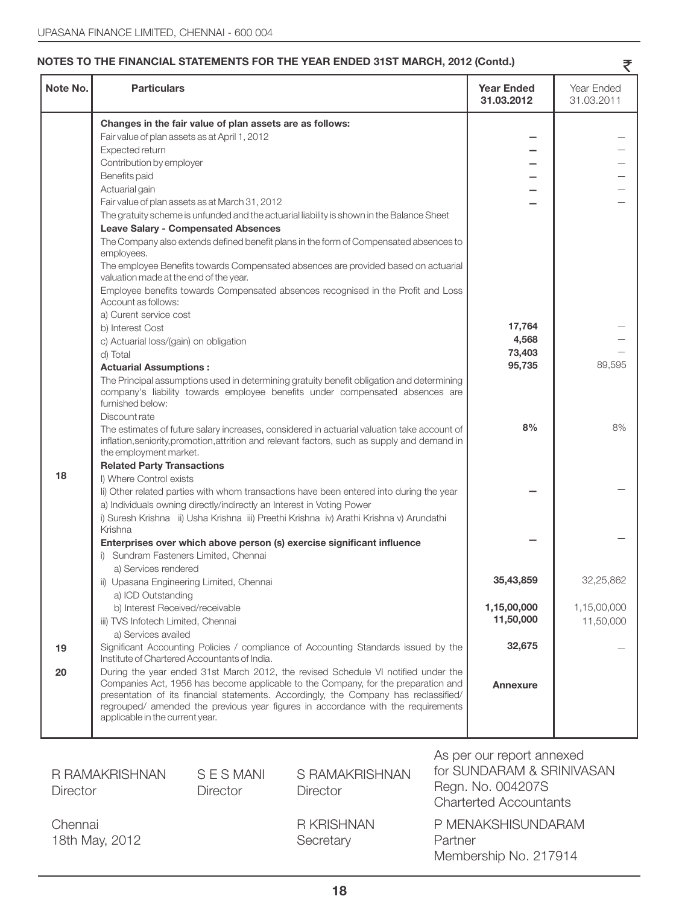UPASANA FINANCE LIMITED, CHENNAI - 600 004

## NOTES TO THE FINANCIAL STATEMENTS FOR THE YEAR ENDED 31ST MARCH, 2012 (Contd.)

₹

| Note No. | Particulars | Year Ended 31.03.2012 | Year Ended 31.03.2011 |
|---|---|---|---|
| | **Changes in the fair value of plan assets are as follows:** | | |
| | Fair value of plan assets as at April 1, 2012 | – | – |
| | Expected return | – | – |
| | Contribution by employer | – | – |
| | Benefits paid | – | – |
| | Actuarial gain | – | – |
| | Fair value of plan assets as at March 31, 2012 | – | – |
| | The gratuity scheme is unfunded and the actuarial liability is shown in the Balance Sheet | | |
| | **Leave Salary - Compensated Absences** | | |
| | The Company also extends defined benefit plans in the form of Compensated absences to employees. | | |
| | The employee Benefits towards Compensated absences are provided based on actuarial valuation made at the end of the year. | | |
| | Employee benefits towards Compensated absences recognised in the Profit and Loss Account as follows: | | |
| | a) Curent service cost | 17,764 | – |
| | b) Interest Cost | 4,568 | – |
| | c) Actuarial loss/(gain) on obligation | 73,403 | – |
| | d) Total | 95,735 | 89,595 |
| | **Actuarial Assumptions :** | | |
| | The Principal assumptions used in determining gratuity benefit obligation and determining company's liability towards employee benefits under compensated absences are furnished below: | | |
| | Discount rate | 8% | 8% |
| | The estimates of future salary increases, considered in actuarial valuation take account of inflation,seniority,promotion,attrition and relevant factors, such as supply and demand in the employment market. | | |
| 18 | **Related Party Transactions** | | |
| | I) Where Control exists | – | – |
| | Ii) Other related parties with whom transactions have been entered into during the year | | |
| | a) Individuals owning directly/indirectly an Interest in Voting Power | | |
| | i) Suresh Krishna ii) Usha Krishna iii) Preethi Krishna iv) Arathi Krishna v) Arundathi Krishna | – | – |
| | **Enterprises over which above person (s) exercise significant influence** | | |
| | i) Sundram Fasteners Limited, Chennai | | |
| | a) Services rendered | 35,43,859 | 32,25,862 |
| | ii) Upasana Engineering Limited, Chennai | | |
| | a) ICD Outstanding | 1,15,00,000 | 1,15,00,000 |
| | b) Interest Received/receivable | 11,50,000 | 11,50,000 |
| | iii) TVS Infotech Limited, Chennai | | |
| | a) Services availed | 32,675 | – |
| 19 | Significant Accounting Policies / compliance of Accounting Standards issued by the Institute of Chartered Accountants of India. | Annexure | |
| 20 | During the year ended 31st March 2012, the revised Schedule VI notified under the Companies Act, 1956 has become applicable to the Company, for the preparation and presentation of its financial statements. Accordingly, the Company has reclassified/ regrouped/ amended the previous year figures in accordance with the requirements applicable in the current year. | | |

R RAMAKRISHNAN
Director

S E S MANI
Director

S RAMAKRISHNAN
Director

Chennai
18th May, 2012

R KRISHNAN
Secretary

As per our report annexed
for SUNDARAM & SRINIVASAN
Regn. No. 004207S
Charterted Accountants

P MENAKSHISUNDARAM
Partner
Membership No. 217914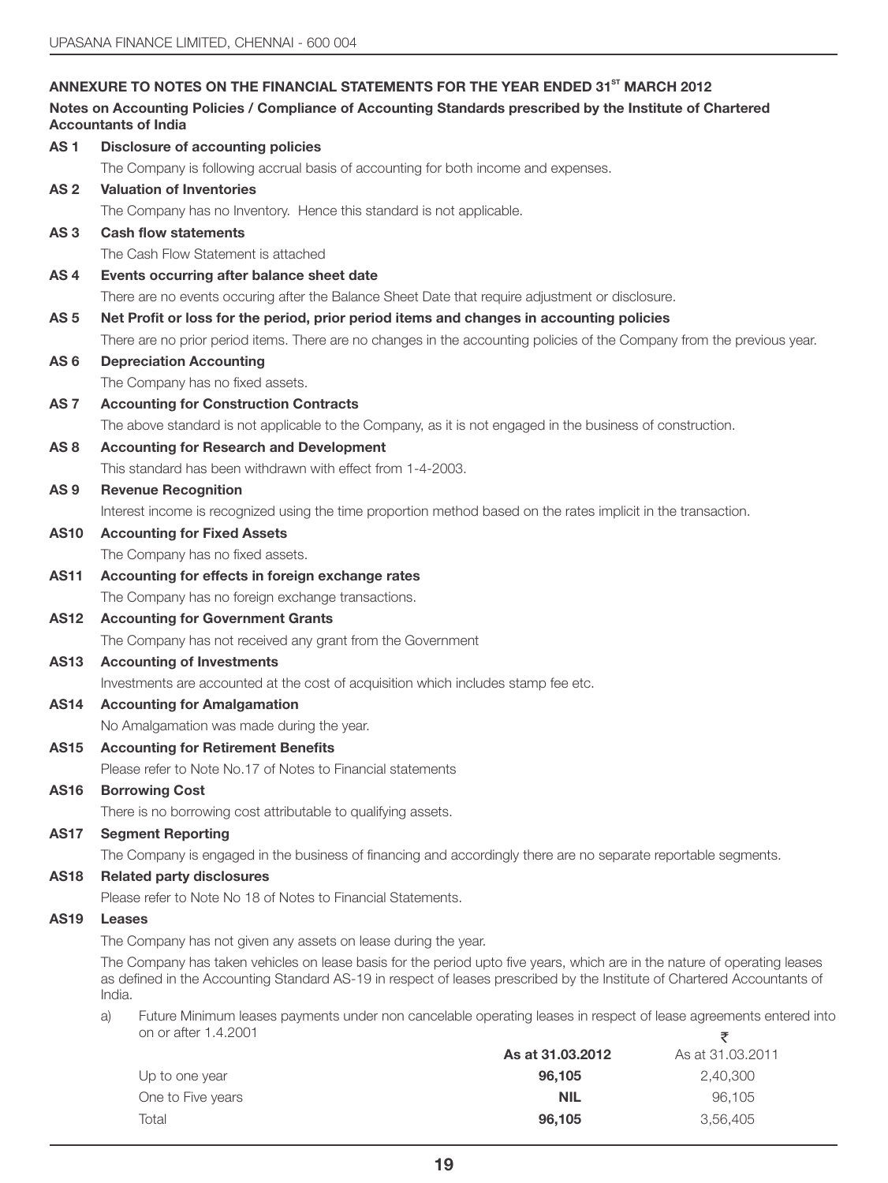## ANNEXURE TO NOTES ON THE FINANCIAL STATEMENTS FOR THE YEAR ENDED 31ST MARCH 2012

**Notes on Accounting Policies / Compliance of Accounting Standards prescribed by the Institute of Chartered Accountants of India**

**AS 1 Disclosure of accounting policies**

The Company is following accrual basis of accounting for both income and expenses.

**AS 2 Valuation of Inventories**

The Company has no Inventory. Hence this standard is not applicable.

**AS 3 Cash flow statements**

The Cash Flow Statement is attached

**AS 4 Events occurring after balance sheet date**

There are no events occuring after the Balance Sheet Date that require adjustment or disclosure.

**AS 5 Net Profit or loss for the period, prior period items and changes in accounting policies**

There are no prior period items. There are no changes in the accounting policies of the Company from the previous year.

**AS 6 Depreciation Accounting**

The Company has no fixed assets.

**AS 7 Accounting for Construction Contracts**

The above standard is not applicable to the Company, as it is not engaged in the business of construction.

**AS 8 Accounting for Research and Development**

This standard has been withdrawn with effect from 1-4-2003.

**AS 9 Revenue Recognition**

Interest income is recognized using the time proportion method based on the rates implicit in the transaction.

**AS10 Accounting for Fixed Assets**

The Company has no fixed assets.

**AS11 Accounting for effects in foreign exchange rates**

The Company has no foreign exchange transactions.

**AS12 Accounting for Government Grants**

The Company has not received any grant from the Government

**AS13 Accounting of Investments**

Investments are accounted at the cost of acquisition which includes stamp fee etc.

**AS14 Accounting for Amalgamation**

No Amalgamation was made during the year.

**AS15 Accounting for Retirement Benefits**

Please refer to Note No.17 of Notes to Financial statements

**AS16 Borrowing Cost**

There is no borrowing cost attributable to qualifying assets.

**AS17 Segment Reporting**

The Company is engaged in the business of financing and accordingly there are no separate reportable segments.

**AS18 Related party disclosures**

Please refer to Note No 18 of Notes to Financial Statements.

**AS19 Leases**

The Company has not given any assets on lease during the year.

The Company has taken vehicles on lease basis for the period upto five years, which are in the nature of operating leases as defined in the Accounting Standard AS-19 in respect of leases prescribed by the Institute of Chartered Accountants of India.

a) Future Minimum leases payments under non cancelable operating leases in respect of lease agreements entered into on or after 1.4.2001

| | **As at 31.03.2012** | As at 31.03.2011 |
|---|---|---|
| | | ₹ |
| Up to one year | **96,105** | 2,40,300 |
| One to Five years | **NIL** | 96,105 |
| Total | **96,105** | 3,56,405 |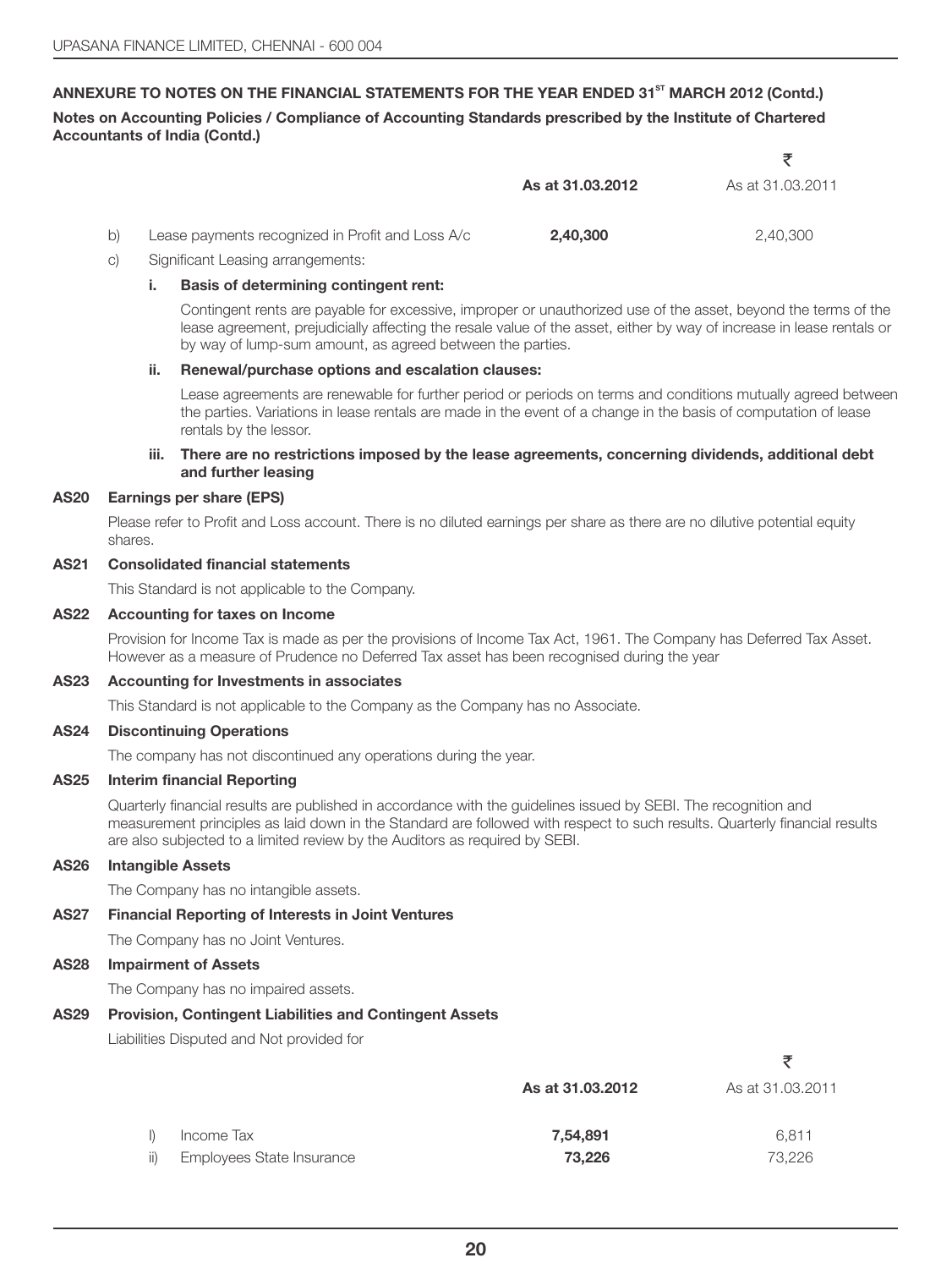## ANNEXURE TO NOTES ON THE FINANCIAL STATEMENTS FOR THE YEAR ENDED 31ST MARCH 2012 (Contd.)

**Notes on Accounting Policies / Compliance of Accounting Standards prescribed by the Institute of Chartered Accountants of India (Contd.)**

| | | | ₹ |
|---|---|---|---|
| | | **As at 31.03.2012** | As at 31.03.2011 |
| b) | Lease payments recognized in Profit and Loss A/c | **2,40,300** | 2,40,300 |

c) Significant Leasing arrangements:

**i. Basis of determining contingent rent:**

Contingent rents are payable for excessive, improper or unauthorized use of the asset, beyond the terms of the lease agreement, prejudicially affecting the resale value of the asset, either by way of increase in lease rentals or by way of lump-sum amount, as agreed between the parties.

**ii. Renewal/purchase options and escalation clauses:**

Lease agreements are renewable for further period or periods on terms and conditions mutually agreed between the parties. Variations in lease rentals are made in the event of a change in the basis of computation of lease rentals by the lessor.

**iii. There are no restrictions imposed by the lease agreements, concerning dividends, additional debt and further leasing**

### AS20 Earnings per share (EPS)

Please refer to Profit and Loss account. There is no diluted earnings per share as there are no dilutive potential equity shares.

### AS21 Consolidated financial statements

This Standard is not applicable to the Company.

### AS22 Accounting for taxes on Income

Provision for Income Tax is made as per the provisions of Income Tax Act, 1961. The Company has Deferred Tax Asset. However as a measure of Prudence no Deferred Tax asset has been recognised during the year

### AS23 Accounting for Investments in associates

This Standard is not applicable to the Company as the Company has no Associate.

### AS24 Discontinuing Operations

The company has not discontinued any operations during the year.

### AS25 Interim financial Reporting

Quarterly financial results are published in accordance with the guidelines issued by SEBI. The recognition and measurement principles as laid down in the Standard are followed with respect to such results. Quarterly financial results are also subjected to a limited review by the Auditors as required by SEBI.

### AS26 Intangible Assets

The Company has no intangible assets.

### AS27 Financial Reporting of Interests in Joint Ventures

The Company has no Joint Ventures.

### AS28 Impairment of Assets

The Company has no impaired assets.

### AS29 Provision, Contingent Liabilities and Contingent Assets

Liabilities Disputed and Not provided for

| | | | ₹ |
|---|---|---|---|
| | | **As at 31.03.2012** | As at 31.03.2011 |
| I) | Income Tax | **7,54,891** | 6,811 |
| ii) | Employees State Insurance | **73,226** | 73,226 |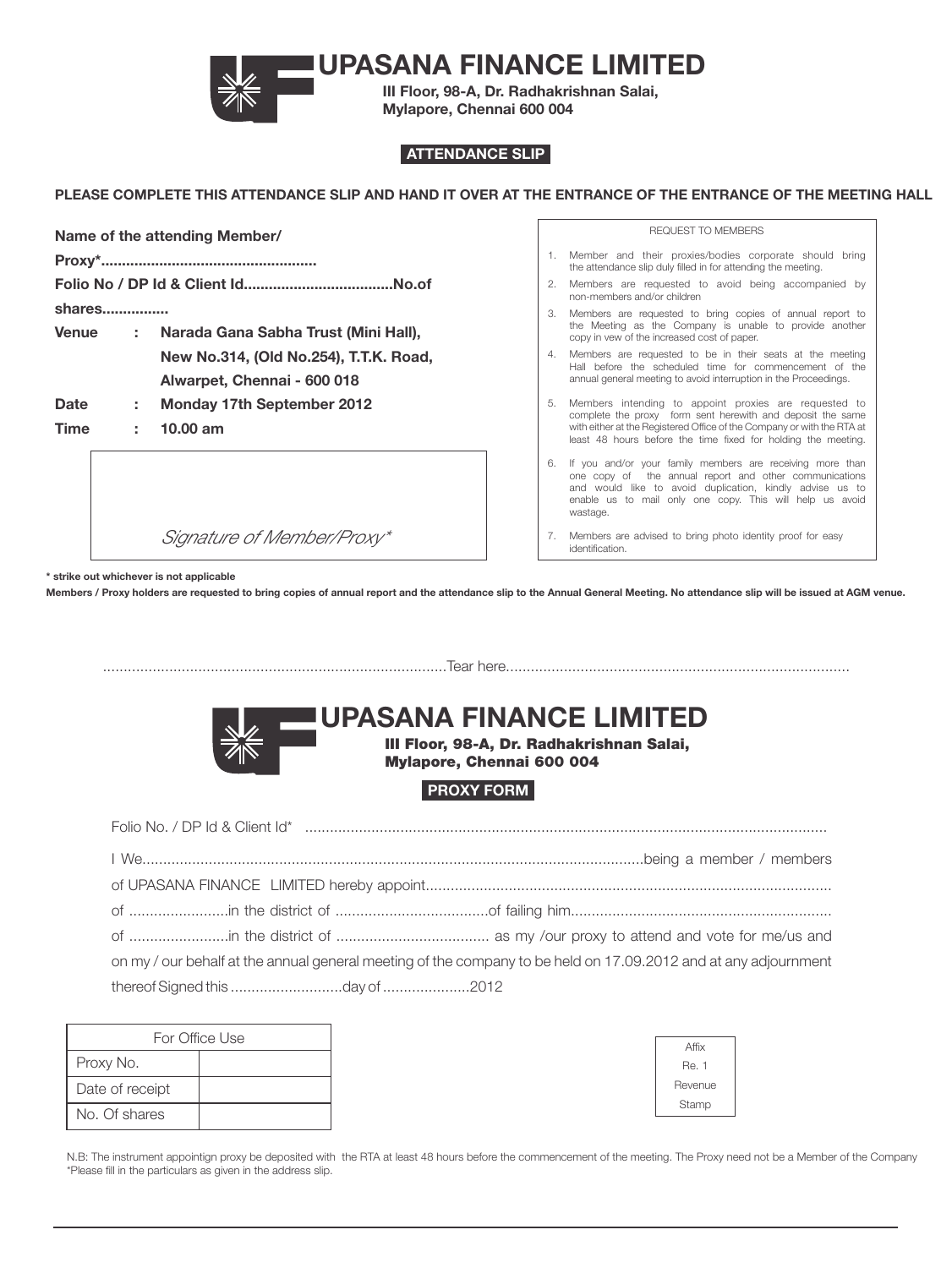# UPASANA FINANCE LIMITED

**III Floor, 98-A, Dr. Radhakrishnan Salai,**
**Mylapore, Chennai 600 004**

## ATTENDANCE SLIP

**PLEASE COMPLETE THIS ATTENDANCE SLIP AND HAND IT OVER AT THE ENTRANCE OF THE ENTRANCE OF THE MEETING HALL**

**Name of the attending Member/**

**Proxy*...................................................**

**Folio No / DP Id & Client Id...................................No.of**

**shares................**

**Venue : Narada Gana Sabha Trust (Mini Hall),**
**New No.314, (Old No.254), T.T.K. Road,**
**Alwarpet, Chennai - 600 018**

**Date : Monday 17th September 2012**

**Time : 10.00 am**

*Signature of Member/Proxy**

REQUEST TO MEMBERS

1. Member and their proxies/bodies corporate should bring the attendance slip duly filled in for attending the meeting.
2. Members are requested to avoid being accompanied by non-members and/or children
3. Members are requested to bring copies of annual report to the Meeting as the Company is unable to provide another copy in vew of the increased cost of paper.
4. Members are requested to be in their seats at the meeting Hall before the scheduled time for commencement of the annual general meeting to avoid interruption in the Proceedings.
5. Members intending to appoint proxies are requested to complete the proxy form sent herewith and deposit the same with either at the Registered Office of the Company or with the RTA at least 48 hours before the time fixed for holding the meeting.
6. If you and/or your family members are receiving more than one copy of the annual report and other communications and would like to avoid duplication, kindly advise us to enable us to mail only one copy. This will help us avoid wastage.
7. Members are advised to bring photo identity proof for easy identification.

**\* strike out whichever is not applicable**

**Members / Proxy holders are requested to bring copies of annual report and the attendance slip to the Annual General Meeting. No attendance slip will be issued at AGM venue.**

..................................................................................Tear here..................................................................................

# UPASANA FINANCE LIMITED

**III Floor, 98-A, Dr. Radhakrishnan Salai,**
**Mylapore, Chennai 600 004**

## PROXY FORM

Folio No. / DP Id & Client Id* ..........................................................................................................................

I We.......................................................................................................................being a member / members of UPASANA FINANCE LIMITED hereby appoint.................................................................................................. of ........................in the district of .....................................of failing him.............................................................. of ........................in the district of ..................................... as my /our proxy to attend and vote for me/us and on my / our behalf at the annual general meeting of the company to be held on 17.09.2012 and at any adjournment thereof Signed this ...........................day of .....................2012

| For Office Use | |
|---|---|
| Proxy No. | |
| Date of receipt | |
| No. Of shares | |

Affix Re. 1 Revenue Stamp

N.B: The instrument appointign proxy be deposited with the RTA at least 48 hours before the commencement of the meeting. The Proxy need not be a Member of the Company
*Please fill in the particulars as given in the address slip.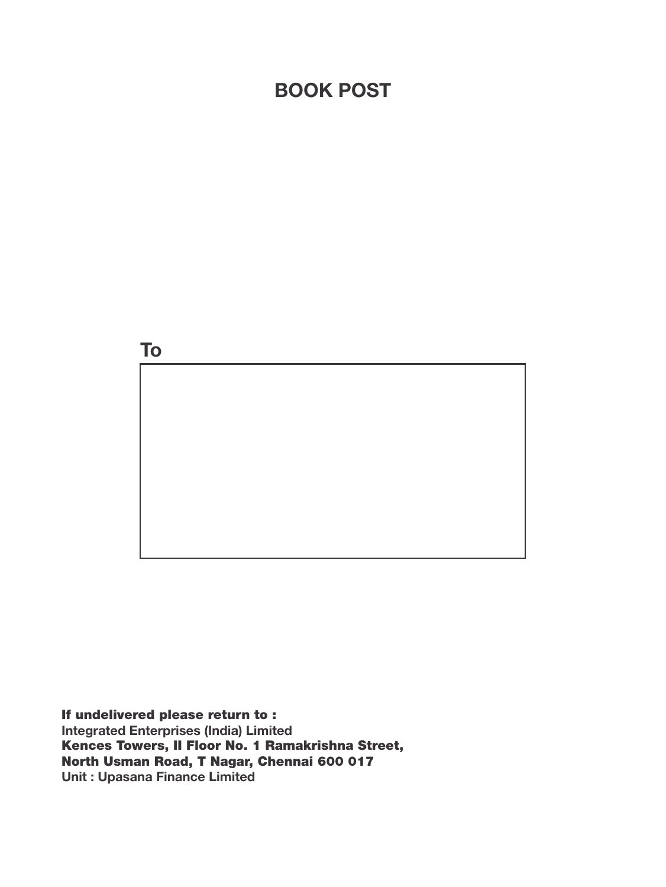# BOOK POST

**To**

**If undelivered please return to :**
Integrated Enterprises (India) Limited
**Kences Towers, II Floor No. 1 Ramakrishna Street,**
**North Usman Road, T Nagar, Chennai 600 017**
Unit : Upasana Finance Limited